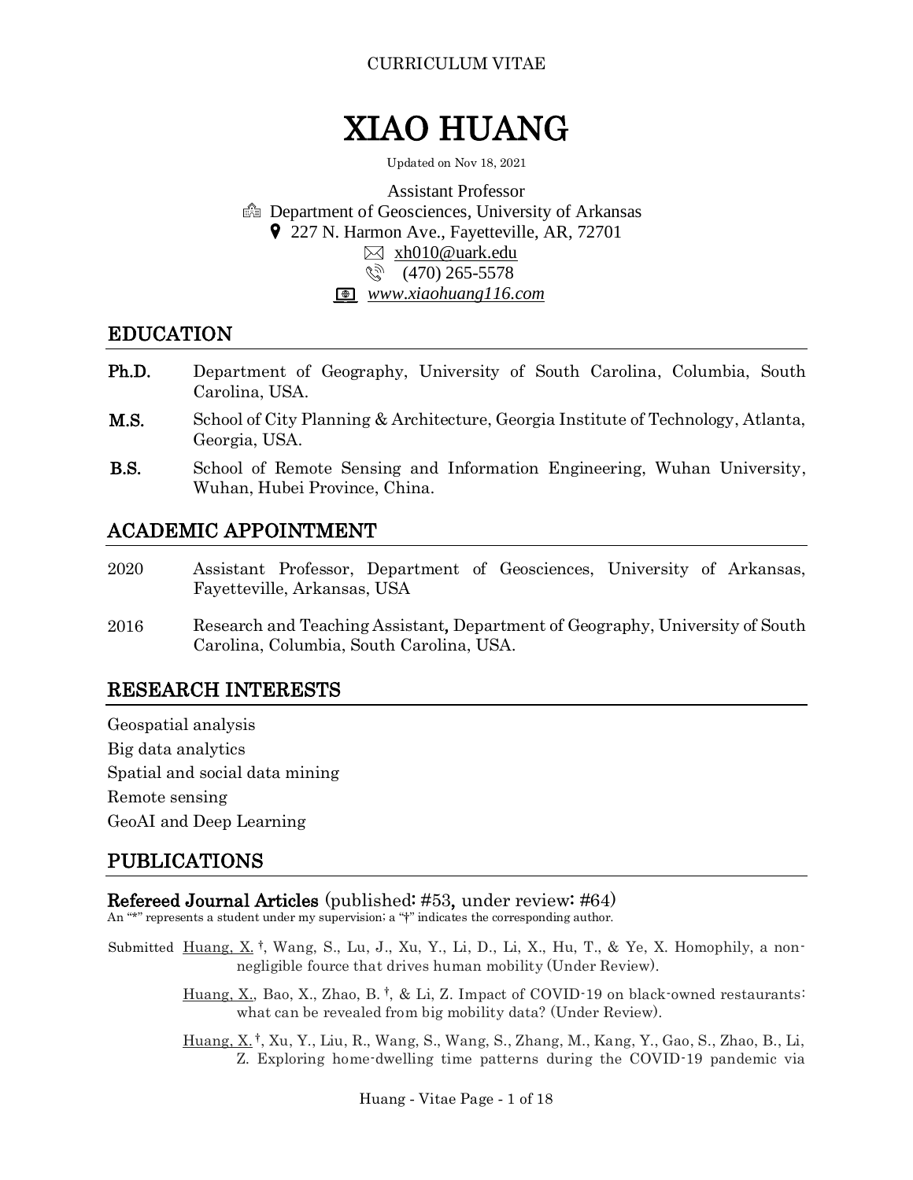CURRICULUM VITAE

# XIAO HUANG

Updated on Nov 18, 2021

Assistant Professor
Department of Geosciences, University of Arkansas
227 N. Harmon Ave., Fayetteville, AR, 72701
xh010@uark.edu
(470) 265-5578
*www.xiaohuang116.com*

## EDUCATION

**Ph.D.** Department of Geography, University of South Carolina, Columbia, South Carolina, USA.

**M.S.** School of City Planning & Architecture, Georgia Institute of Technology, Atlanta, Georgia, USA.

**B.S.** School of Remote Sensing and Information Engineering, Wuhan University, Wuhan, Hubei Province, China.

## ACADEMIC APPOINTMENT

2020 Assistant Professor, Department of Geosciences, University of Arkansas, Fayetteville, Arkansas, USA

2016 Research and Teaching Assistant, Department of Geography, University of South Carolina, Columbia, South Carolina, USA.

## RESEARCH INTERESTS

Geospatial analysis
Big data analytics
Spatial and social data mining
Remote sensing
GeoAI and Deep Learning

## PUBLICATIONS

### Refereed Journal Articles (published: #53, under review: #64)

An "*" represents a student under my supervision; a "†" indicates the corresponding author.

Submitted

Huang, X. †, Wang, S., Lu, J., Xu, Y., Li, D., Li, X., Hu, T., & Ye, X. Homophily, a non-negligible fource that drives human mobility (Under Review).

Huang, X., Bao, X., Zhao, B. †, & Li, Z. Impact of COVID-19 on black-owned restaurants: what can be revealed from big mobility data? (Under Review).

Huang, X. †, Xu, Y., Liu, R., Wang, S., Wang, S., Zhang, M., Kang, Y., Gao, S., Zhao, B., Li, Z. Exploring home-dwelling time patterns during the COVID-19 pandemic via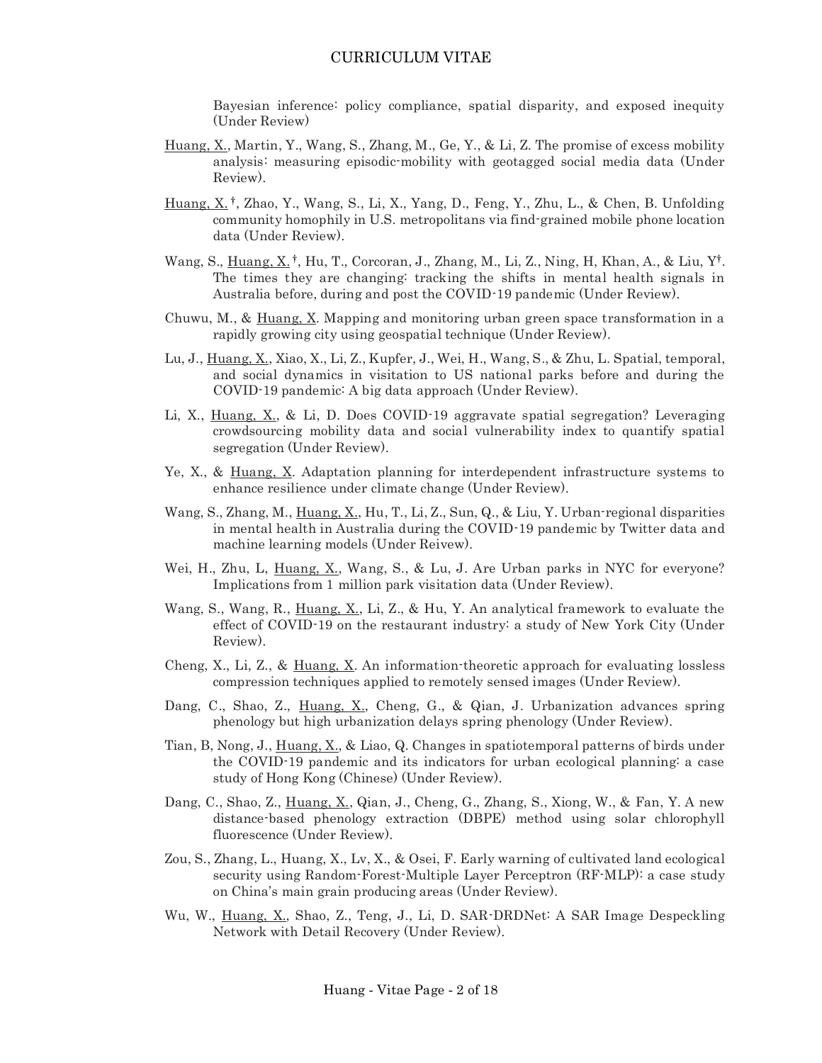Bayesian inference: policy compliance, spatial disparity, and exposed inequity (Under Review)

Huang, X., Martin, Y., Wang, S., Zhang, M., Ge, Y., & Li, Z. The promise of excess mobility analysis: measuring episodic-mobility with geotagged social media data (Under Review).

Huang, X.†, Zhao, Y., Wang, S., Li, X., Yang, D., Feng, Y., Zhu, L., & Chen, B. Unfolding community homophily in U.S. metropolitans via find-grained mobile phone location data (Under Review).

Wang, S., Huang, X.†, Hu, T., Corcoran, J., Zhang, M., Li, Z., Ning, H, Khan, A., & Liu, Y†. The times they are changing: tracking the shifts in mental health signals in Australia before, during and post the COVID-19 pandemic (Under Review).

Chuwu, M., & Huang, X. Mapping and monitoring urban green space transformation in a rapidly growing city using geospatial technique (Under Review).

Lu, J., Huang, X., Xiao, X., Li, Z., Kupfer, J., Wei, H., Wang, S., & Zhu, L. Spatial, temporal, and social dynamics in visitation to US national parks before and during the COVID-19 pandemic: A big data approach (Under Review).

Li, X., Huang, X., & Li, D. Does COVID-19 aggravate spatial segregation? Leveraging crowdsourcing mobility data and social vulnerability index to quantify spatial segregation (Under Review).

Ye, X., & Huang, X. Adaptation planning for interdependent infrastructure systems to enhance resilience under climate change (Under Review).

Wang, S., Zhang, M., Huang, X., Hu, T., Li, Z., Sun, Q., & Liu, Y. Urban-regional disparities in mental health in Australia during the COVID-19 pandemic by Twitter data and machine learning models (Under Reivew).

Wei, H., Zhu, L, Huang, X., Wang, S., & Lu, J. Are Urban parks in NYC for everyone? Implications from 1 million park visitation data (Under Review).

Wang, S., Wang, R., Huang, X., Li, Z., & Hu, Y. An analytical framework to evaluate the effect of COVID-19 on the restaurant industry: a study of New York City (Under Review).

Cheng, X., Li, Z., & Huang, X. An information-theoretic approach for evaluating lossless compression techniques applied to remotely sensed images (Under Review).

Dang, C., Shao, Z., Huang, X., Cheng, G., & Qian, J. Urbanization advances spring phenology but high urbanization delays spring phenology (Under Review).

Tian, B, Nong, J., Huang, X., & Liao, Q. Changes in spatiotemporal patterns of birds under the COVID-19 pandemic and its indicators for urban ecological planning: a case study of Hong Kong (Chinese) (Under Review).

Dang, C., Shao, Z., Huang, X., Qian, J., Cheng, G., Zhang, S., Xiong, W., & Fan, Y. A new distance-based phenology extraction (DBPE) method using solar chlorophyll fluorescence (Under Review).

Zou, S., Zhang, L., Huang, X., Lv, X., & Osei, F. Early warning of cultivated land ecological security using Random-Forest-Multiple Layer Perceptron (RF-MLP): a case study on China's main grain producing areas (Under Review).

Wu, W., Huang, X., Shao, Z., Teng, J., Li, D. SAR-DRDNet: A SAR Image Despeckling Network with Detail Recovery (Under Review).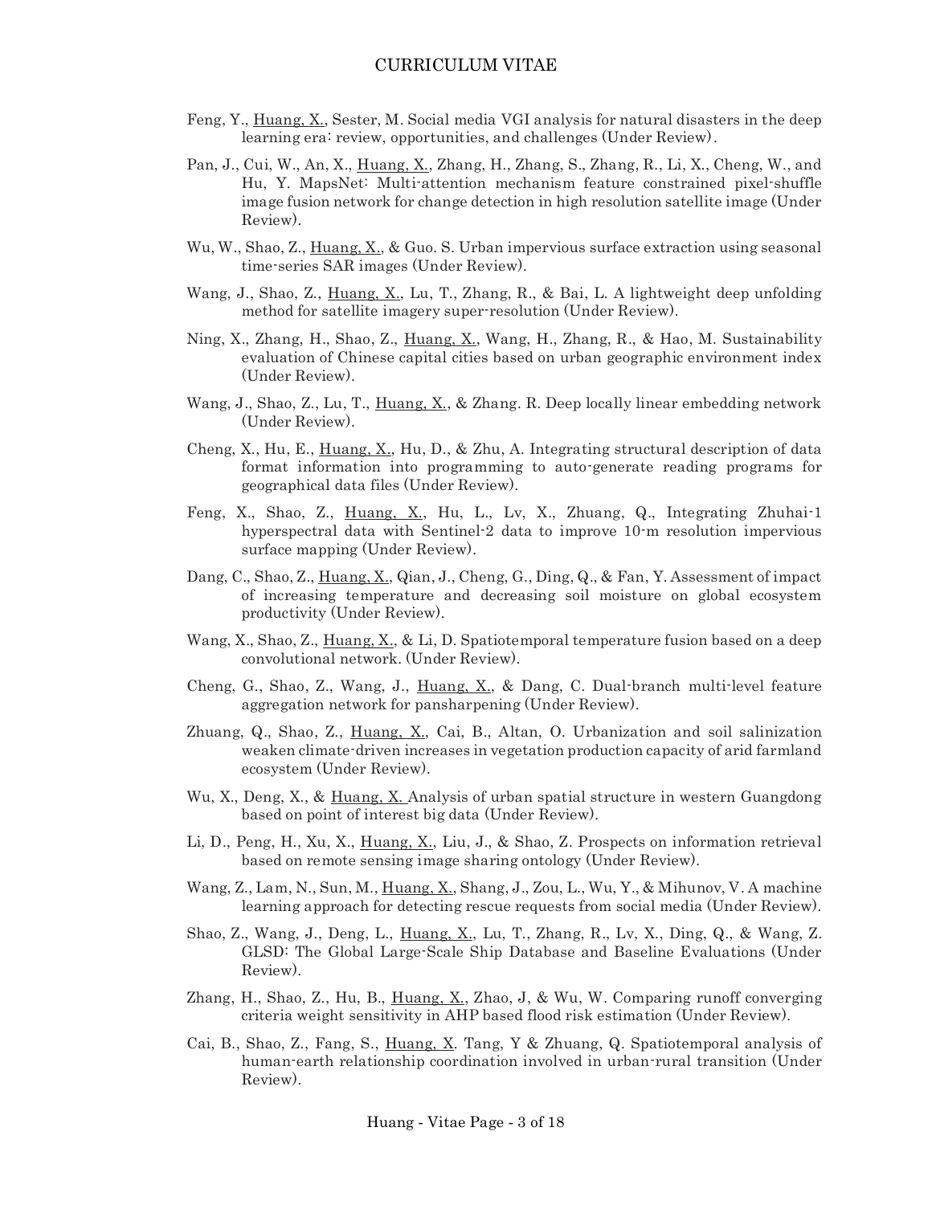Feng, Y., <u>Huang, X.</u>, Sester, M. Social media VGI analysis for natural disasters in the deep learning era: review, opportunities, and challenges (Under Review).

Pan, J., Cui, W., An, X., <u>Huang, X.</u>, Zhang, H., Zhang, S., Zhang, R., Li, X., Cheng, W., and Hu, Y. MapsNet: Multi-attention mechanism feature constrained pixel-shuffle image fusion network for change detection in high resolution satellite image (Under Review).

Wu, W., Shao, Z., <u>Huang, X.</u>, & Guo. S. Urban impervious surface extraction using seasonal time-series SAR images (Under Review).

Wang, J., Shao, Z., <u>Huang, X.</u>, Lu, T., Zhang, R., & Bai, L. A lightweight deep unfolding method for satellite imagery super-resolution (Under Review).

Ning, X., Zhang, H., Shao, Z., <u>Huang, X.</u>, Wang, H., Zhang, R., & Hao, M. Sustainability evaluation of Chinese capital cities based on urban geographic environment index (Under Review).

Wang, J., Shao, Z., Lu, T., <u>Huang, X.</u>, & Zhang. R. Deep locally linear embedding network (Under Review).

Cheng, X., Hu, E., <u>Huang, X.</u>, Hu, D., & Zhu, A. Integrating structural description of data format information into programming to auto-generate reading programs for geographical data files (Under Review).

Feng, X., Shao, Z., <u>Huang, X.</u>, Hu, L., Lv, X., Zhuang, Q., Integrating Zhuhai-1 hyperspectral data with Sentinel-2 data to improve 10-m resolution impervious surface mapping (Under Review).

Dang, C., Shao, Z., <u>Huang, X.</u>, Qian, J., Cheng, G., Ding, Q., & Fan, Y. Assessment of impact of increasing temperature and decreasing soil moisture on global ecosystem productivity (Under Review).

Wang, X., Shao, Z., <u>Huang, X.</u>, & Li, D. Spatiotemporal temperature fusion based on a deep convolutional network. (Under Review).

Cheng, G., Shao, Z., Wang, J., <u>Huang, X.</u>, & Dang, C. Dual-branch multi-level feature aggregation network for pansharpening (Under Review).

Zhuang, Q., Shao, Z., <u>Huang, X.</u>, Cai, B., Altan, O. Urbanization and soil salinization weaken climate-driven increases in vegetation production capacity of arid farmland ecosystem (Under Review).

Wu, X., Deng, X., & <u>Huang, X.</u> Analysis of urban spatial structure in western Guangdong based on point of interest big data (Under Review).

Li, D., Peng, H., Xu, X., <u>Huang, X.</u>, Liu, J., & Shao, Z. Prospects on information retrieval based on remote sensing image sharing ontology (Under Review).

Wang, Z., Lam, N., Sun, M., <u>Huang, X.</u>, Shang, J., Zou, L., Wu, Y., & Mihunov, V. A machine learning approach for detecting rescue requests from social media (Under Review).

Shao, Z., Wang, J., Deng, L., <u>Huang, X.</u>, Lu, T., Zhang, R., Lv, X., Ding, Q., & Wang, Z. GLSD: The Global Large-Scale Ship Database and Baseline Evaluations (Under Review).

Zhang, H., Shao, Z., Hu, B., <u>Huang, X.</u>, Zhao, J, & Wu, W. Comparing runoff converging criteria weight sensitivity in AHP based flood risk estimation (Under Review).

Cai, B., Shao, Z., Fang, S., <u>Huang, X</u>. Tang, Y & Zhuang, Q. Spatiotemporal analysis of human-earth relationship coordination involved in urban-rural transition (Under Review).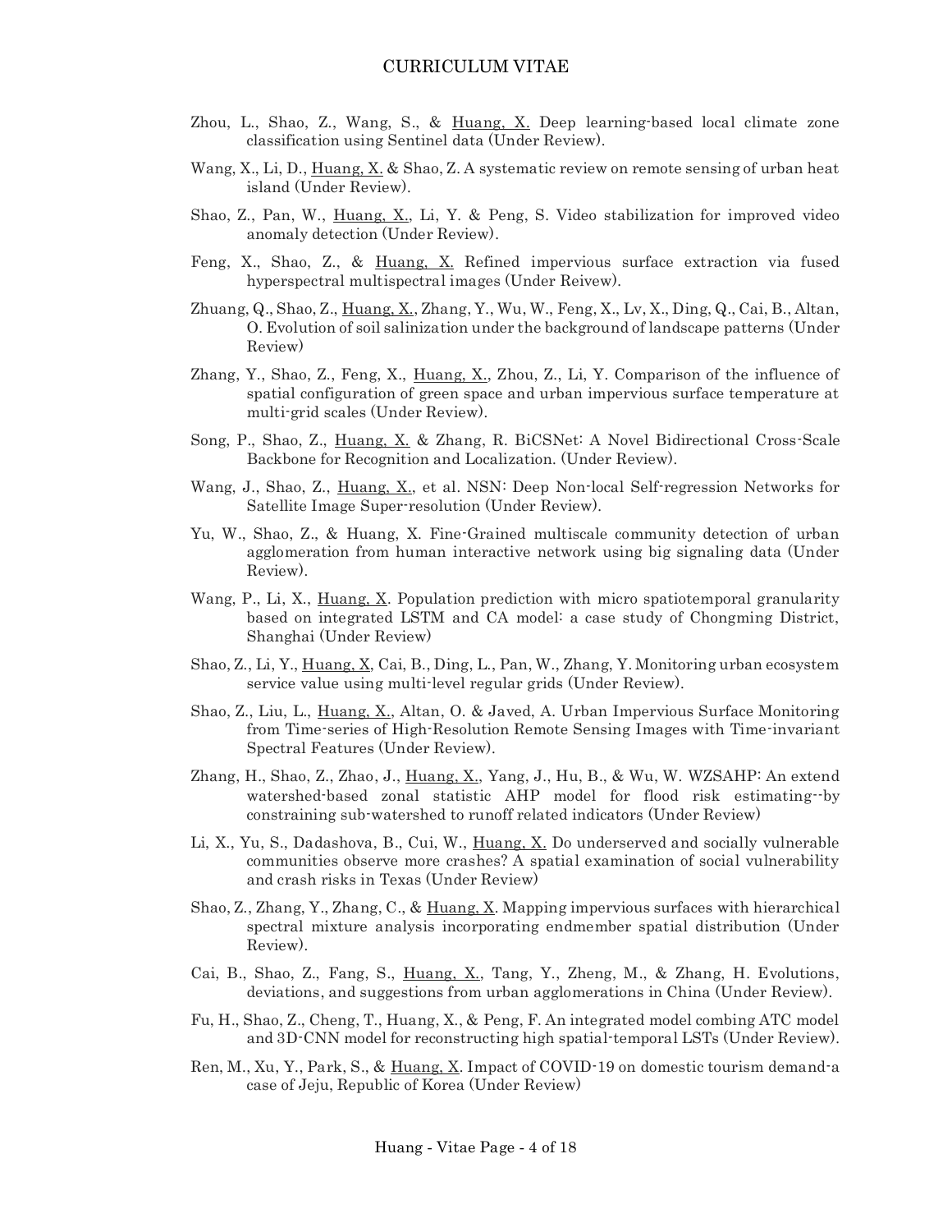Zhou, L., Shao, Z., Wang, S., & Huang, X. Deep learning-based local climate zone classification using Sentinel data (Under Review).

Wang, X., Li, D., Huang, X. & Shao, Z. A systematic review on remote sensing of urban heat island (Under Review).

Shao, Z., Pan, W., Huang, X., Li, Y. & Peng, S. Video stabilization for improved video anomaly detection (Under Review).

Feng, X., Shao, Z., & Huang, X. Refined impervious surface extraction via fused hyperspectral multispectral images (Under Reivew).

Zhuang, Q., Shao, Z., Huang, X., Zhang, Y., Wu, W., Feng, X., Lv, X., Ding, Q., Cai, B., Altan, O. Evolution of soil salinization under the background of landscape patterns (Under Review)

Zhang, Y., Shao, Z., Feng, X., Huang, X., Zhou, Z., Li, Y. Comparison of the influence of spatial configuration of green space and urban impervious surface temperature at multi-grid scales (Under Review).

Song, P., Shao, Z., Huang, X. & Zhang, R. BiCSNet: A Novel Bidirectional Cross-Scale Backbone for Recognition and Localization. (Under Review).

Wang, J., Shao, Z., Huang, X., et al. NSN: Deep Non-local Self-regression Networks for Satellite Image Super-resolution (Under Review).

Yu, W., Shao, Z., & Huang, X. Fine-Grained multiscale community detection of urban agglomeration from human interactive network using big signaling data (Under Review).

Wang, P., Li, X., Huang, X. Population prediction with micro spatiotemporal granularity based on integrated LSTM and CA model: a case study of Chongming District, Shanghai (Under Review)

Shao, Z., Li, Y., Huang, X, Cai, B., Ding, L., Pan, W., Zhang, Y. Monitoring urban ecosystem service value using multi-level regular grids (Under Review).

Shao, Z., Liu, L., Huang, X., Altan, O. & Javed, A. Urban Impervious Surface Monitoring from Time-series of High-Resolution Remote Sensing Images with Time-invariant Spectral Features (Under Review).

Zhang, H., Shao, Z., Zhao, J., Huang, X., Yang, J., Hu, B., & Wu, W. WZSAHP: An extend watershed-based zonal statistic AHP model for flood risk estimating--by constraining sub-watershed to runoff related indicators (Under Review)

Li, X., Yu, S., Dadashova, B., Cui, W., Huang, X. Do underserved and socially vulnerable communities observe more crashes? A spatial examination of social vulnerability and crash risks in Texas (Under Review)

Shao, Z., Zhang, Y., Zhang, C., & Huang, X. Mapping impervious surfaces with hierarchical spectral mixture analysis incorporating endmember spatial distribution (Under Review).

Cai, B., Shao, Z., Fang, S., Huang, X., Tang, Y., Zheng, M., & Zhang, H. Evolutions, deviations, and suggestions from urban agglomerations in China (Under Review).

Fu, H., Shao, Z., Cheng, T., Huang, X., & Peng, F. An integrated model combing ATC model and 3D-CNN model for reconstructing high spatial-temporal LSTs (Under Review).

Ren, M., Xu, Y., Park, S., & Huang, X. Impact of COVID-19 on domestic tourism demand-a case of Jeju, Republic of Korea (Under Review)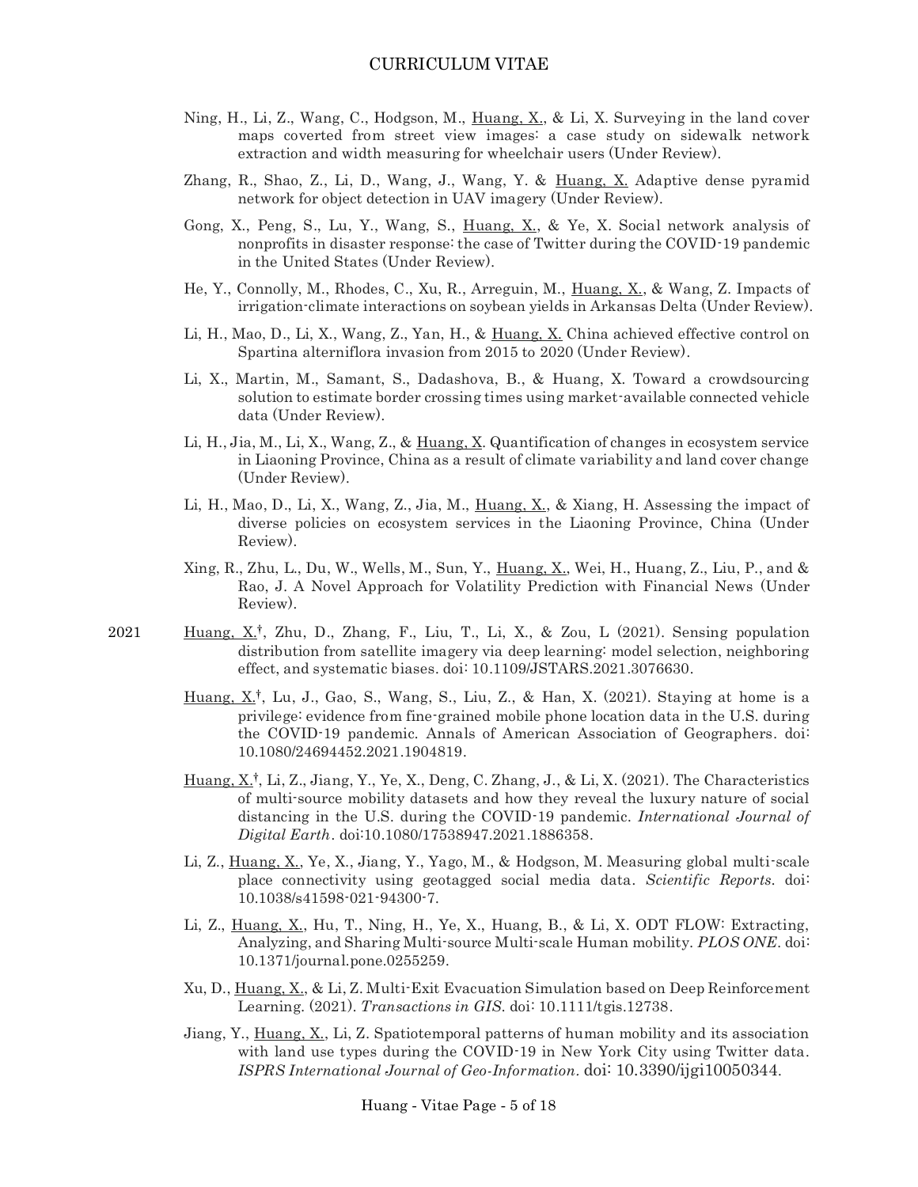Ning, H., Li, Z., Wang, C., Hodgson, M., <u>Huang, X.</u>, & Li, X. Surveying in the land cover maps coverted from street view images: a case study on sidewalk network extraction and width measuring for wheelchair users (Under Review).

Zhang, R., Shao, Z., Li, D., Wang, J., Wang, Y. & <u>Huang, X.</u> Adaptive dense pyramid network for object detection in UAV imagery (Under Review).

Gong, X., Peng, S., Lu, Y., Wang, S., <u>Huang, X.</u>, & Ye, X. Social network analysis of nonprofits in disaster response: the case of Twitter during the COVID-19 pandemic in the United States (Under Review).

He, Y., Connolly, M., Rhodes, C., Xu, R., Arreguin, M., <u>Huang, X.</u>, & Wang, Z. Impacts of irrigation-climate interactions on soybean yields in Arkansas Delta (Under Review).

Li, H., Mao, D., Li, X., Wang, Z., Yan, H., & <u>Huang, X.</u> China achieved effective control on Spartina alterniflora invasion from 2015 to 2020 (Under Review).

Li, X., Martin, M., Samant, S., Dadashova, B., & Huang, X. Toward a crowdsourcing solution to estimate border crossing times using market-available connected vehicle data (Under Review).

Li, H., Jia, M., Li, X., Wang, Z., & <u>Huang, X</u>. Quantification of changes in ecosystem service in Liaoning Province, China as a result of climate variability and land cover change (Under Review).

Li, H., Mao, D., Li, X., Wang, Z., Jia, M., <u>Huang, X.</u>, & Xiang, H. Assessing the impact of diverse policies on ecosystem services in the Liaoning Province, China (Under Review).

Xing, R., Zhu, L., Du, W., Wells, M., Sun, Y., <u>Huang, X.</u>, Wei, H., Huang, Z., Liu, P., and & Rao, J. A Novel Approach for Volatility Prediction with Financial News (Under Review).

**2021**

<u>Huang, X.</u>†, Zhu, D., Zhang, F., Liu, T., Li, X., & Zou, L (2021). Sensing population distribution from satellite imagery via deep learning: model selection, neighboring effect, and systematic biases. doi: 10.1109/JSTARS.2021.3076630.

<u>Huang, X.</u>†, Lu, J., Gao, S., Wang, S., Liu, Z., & Han, X. (2021). Staying at home is a privilege: evidence from fine-grained mobile phone location data in the U.S. during the COVID-19 pandemic. Annals of American Association of Geographers. doi: 10.1080/24694452.2021.1904819.

<u>Huang, X.</u>†, Li, Z., Jiang, Y., Ye, X., Deng, C. Zhang, J., & Li, X. (2021). The Characteristics of multi-source mobility datasets and how they reveal the luxury nature of social distancing in the U.S. during the COVID-19 pandemic. *International Journal of Digital Earth*. doi:10.1080/17538947.2021.1886358.

Li, Z., <u>Huang, X.</u>, Ye, X., Jiang, Y., Yago, M., & Hodgson, M. Measuring global multi-scale place connectivity using geotagged social media data. *Scientific Reports*. doi: 10.1038/s41598-021-94300-7.

Li, Z., <u>Huang, X.</u>, Hu, T., Ning, H., Ye, X., Huang, B., & Li, X. ODT FLOW: Extracting, Analyzing, and Sharing Multi-source Multi-scale Human mobility. *PLOS ONE*. doi: 10.1371/journal.pone.0255259.

Xu, D., <u>Huang, X.</u>, & Li, Z. Multi-Exit Evacuation Simulation based on Deep Reinforcement Learning. (2021). *Transactions in GIS*. doi: 10.1111/tgis.12738.

Jiang, Y., <u>Huang, X.</u>, Li, Z. Spatiotemporal patterns of human mobility and its association with land use types during the COVID-19 in New York City using Twitter data. *ISPRS International Journal of Geo-Information*. doi: 10.3390/ijgi10050344.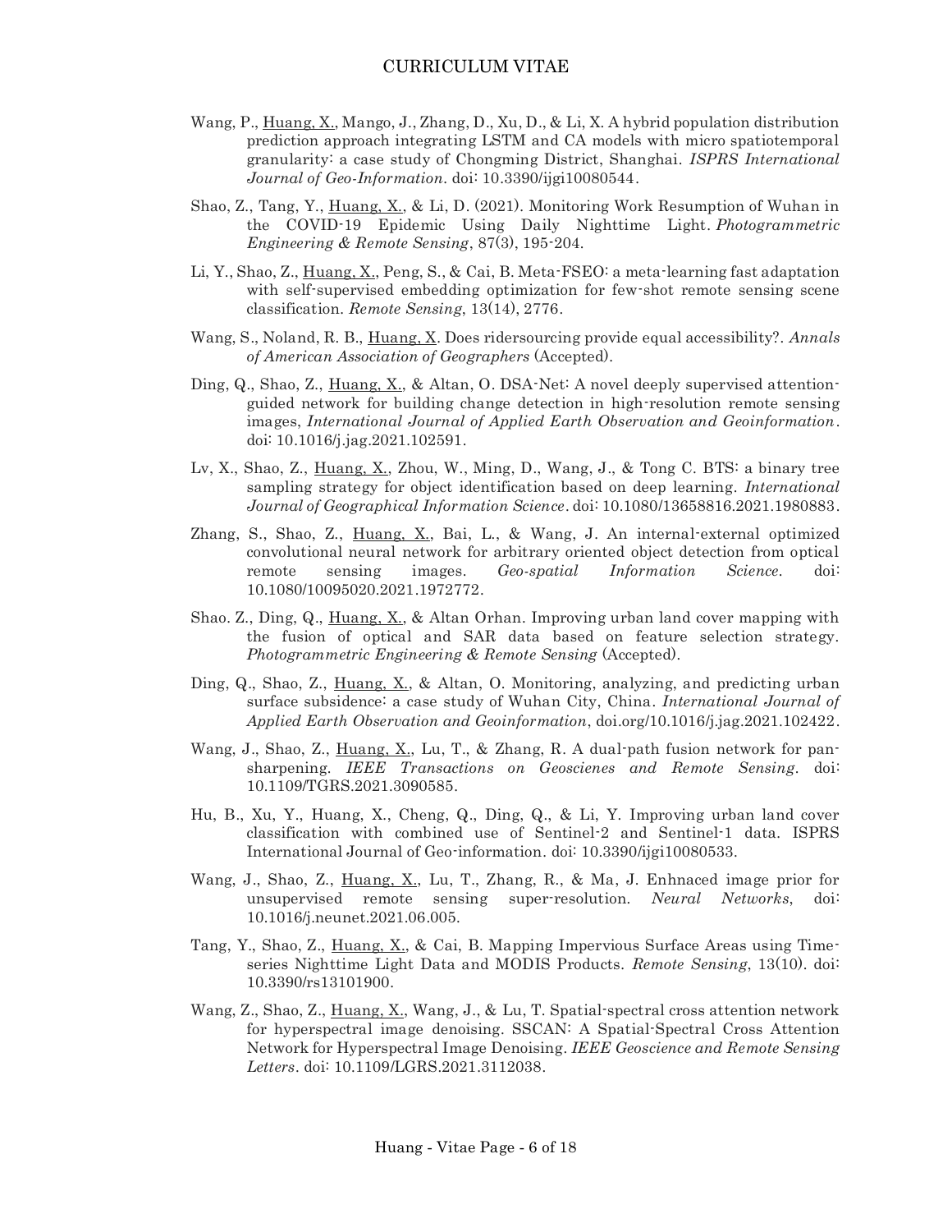Wang, P., <u>Huang, X.</u>, Mango, J., Zhang, D., Xu, D., & Li, X. A hybrid population distribution prediction approach integrating LSTM and CA models with micro spatiotemporal granularity: a case study of Chongming District, Shanghai. *ISPRS International Journal of Geo-Information*. doi: 10.3390/ijgi10080544.

Shao, Z., Tang, Y., <u>Huang, X.</u>, & Li, D. (2021). Monitoring Work Resumption of Wuhan in the COVID-19 Epidemic Using Daily Nighttime Light. *Photogrammetric Engineering & Remote Sensing*, 87(3), 195-204.

Li, Y., Shao, Z., <u>Huang, X.</u>, Peng, S., & Cai, B. Meta-FSEO: a meta-learning fast adaptation with self-supervised embedding optimization for few-shot remote sensing scene classification. *Remote Sensing*, 13(14), 2776.

Wang, S., Noland, R. B., <u>Huang, X</u>. Does ridersourcing provide equal accessibility?. *Annals of American Association of Geographers* (Accepted).

Ding, Q., Shao, Z., <u>Huang, X.</u>, & Altan, O. DSA-Net: A novel deeply supervised attention-guided network for building change detection in high-resolution remote sensing images, *International Journal of Applied Earth Observation and Geoinformation*. doi: 10.1016/j.jag.2021.102591.

Lv, X., Shao, Z., <u>Huang, X.</u>, Zhou, W., Ming, D., Wang, J., & Tong C. BTS: a binary tree sampling strategy for object identification based on deep learning. *International Journal of Geographical Information Science*. doi: 10.1080/13658816.2021.1980883.

Zhang, S., Shao, Z., <u>Huang, X.</u>, Bai, L., & Wang, J. An internal-external optimized convolutional neural network for arbitrary oriented object detection from optical remote sensing images. *Geo-spatial Information Science*. doi: 10.1080/10095020.2021.1972772.

Shao. Z., Ding, Q., <u>Huang, X.</u>, & Altan Orhan. Improving urban land cover mapping with the fusion of optical and SAR data based on feature selection strategy. *Photogrammetric Engineering & Remote Sensing* (Accepted).

Ding, Q., Shao, Z., <u>Huang, X.</u>, & Altan, O. Monitoring, analyzing, and predicting urban surface subsidence: a case study of Wuhan City, China. *International Journal of Applied Earth Observation and Geoinformation*, doi.org/10.1016/j.jag.2021.102422.

Wang, J., Shao, Z., <u>Huang, X.</u>, Lu, T., & Zhang, R. A dual-path fusion network for pan-sharpening. *IEEE Transactions on Geoscienes and Remote Sensing*. doi: 10.1109/TGRS.2021.3090585.

Hu, B., Xu, Y., Huang, X., Cheng, Q., Ding, Q., & Li, Y. Improving urban land cover classification with combined use of Sentinel-2 and Sentinel-1 data. ISPRS International Journal of Geo-information. doi: 10.3390/ijgi10080533.

Wang, J., Shao, Z., <u>Huang, X.</u>, Lu, T., Zhang, R., & Ma, J. Enhnaced image prior for unsupervised remote sensing super-resolution. *Neural Networks*, doi: 10.1016/j.neunet.2021.06.005.

Tang, Y., Shao, Z., <u>Huang, X.</u>, & Cai, B. Mapping Impervious Surface Areas using Time-series Nighttime Light Data and MODIS Products. *Remote Sensing*, 13(10). doi: 10.3390/rs13101900.

Wang, Z., Shao, Z., <u>Huang, X.</u>, Wang, J., & Lu, T. Spatial-spectral cross attention network for hyperspectral image denoising. SSCAN: A Spatial-Spectral Cross Attention Network for Hyperspectral Image Denoising. *IEEE Geoscience and Remote Sensing Letters*. doi: 10.1109/LGRS.2021.3112038.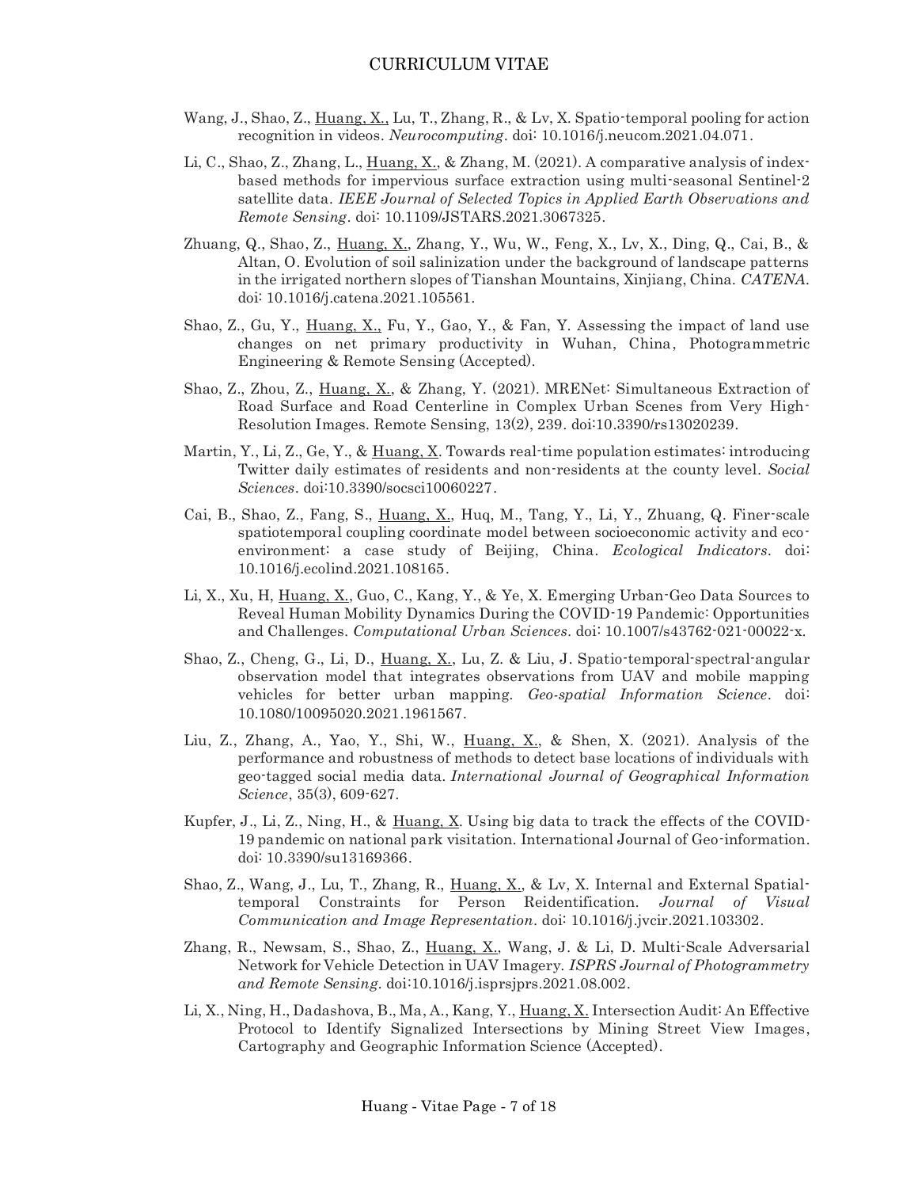Wang, J., Shao, Z., <u>Huang, X.</u>, Lu, T., Zhang, R., & Lv, X. Spatio-temporal pooling for action recognition in videos. *Neurocomputing*. doi: 10.1016/j.neucom.2021.04.071.

Li, C., Shao, Z., Zhang, L., <u>Huang, X.</u>, & Zhang, M. (2021). A comparative analysis of index-based methods for impervious surface extraction using multi-seasonal Sentinel-2 satellite data. *IEEE Journal of Selected Topics in Applied Earth Observations and Remote Sensing*. doi: 10.1109/JSTARS.2021.3067325.

Zhuang, Q., Shao, Z., <u>Huang, X.</u>, Zhang, Y., Wu, W., Feng, X., Lv, X., Ding, Q., Cai, B., & Altan, O. Evolution of soil salinization under the background of landscape patterns in the irrigated northern slopes of Tianshan Mountains, Xinjiang, China. *CATENA*. doi: 10.1016/j.catena.2021.105561.

Shao, Z., Gu, Y., <u>Huang, X.</u>, Fu, Y., Gao, Y., & Fan, Y. Assessing the impact of land use changes on net primary productivity in Wuhan, China, Photogrammetric Engineering & Remote Sensing (Accepted).

Shao, Z., Zhou, Z., <u>Huang, X.</u>, & Zhang, Y. (2021). MRENet: Simultaneous Extraction of Road Surface and Road Centerline in Complex Urban Scenes from Very High-Resolution Images. Remote Sensing, 13(2), 239. doi:10.3390/rs13020239.

Martin, Y., Li, Z., Ge, Y., & <u>Huang, X</u>. Towards real-time population estimates: introducing Twitter daily estimates of residents and non-residents at the county level. *Social Sciences*. doi:10.3390/socsci10060227.

Cai, B., Shao, Z., Fang, S., <u>Huang, X.</u>, Huq, M., Tang, Y., Li, Y., Zhuang, Q. Finer-scale spatiotemporal coupling coordinate model between socioeconomic activity and eco-environment: a case study of Beijing, China. *Ecological Indicators*. doi: 10.1016/j.ecolind.2021.108165.

Li, X., Xu, H, <u>Huang, X.</u>, Guo, C., Kang, Y., & Ye, X. Emerging Urban-Geo Data Sources to Reveal Human Mobility Dynamics During the COVID-19 Pandemic: Opportunities and Challenges. *Computational Urban Sciences*. doi: 10.1007/s43762-021-00022-x.

Shao, Z., Cheng, G., Li, D., <u>Huang, X.</u>, Lu, Z. & Liu, J. Spatio-temporal-spectral-angular observation model that integrates observations from UAV and mobile mapping vehicles for better urban mapping. *Geo-spatial Information Science*. doi: 10.1080/10095020.2021.1961567.

Liu, Z., Zhang, A., Yao, Y., Shi, W., <u>Huang, X.</u>, & Shen, X. (2021). Analysis of the performance and robustness of methods to detect base locations of individuals with geo-tagged social media data. *International Journal of Geographical Information Science*, 35(3), 609-627.

Kupfer, J., Li, Z., Ning, H., & <u>Huang, X</u>. Using big data to track the effects of the COVID-19 pandemic on national park visitation. International Journal of Geo-information. doi: 10.3390/su13169366.

Shao, Z., Wang, J., Lu, T., Zhang, R., <u>Huang, X.</u>, & Lv, X. Internal and External Spatial-temporal Constraints for Person Reidentification. *Journal of Visual Communication and Image Representation*. doi: 10.1016/j.jvcir.2021.103302.

Zhang, R., Newsam, S., Shao, Z., <u>Huang, X.</u>, Wang, J. & Li, D. Multi-Scale Adversarial Network for Vehicle Detection in UAV Imagery. *ISPRS Journal of Photogrammetry and Remote Sensing*. doi:10.1016/j.isprsjprs.2021.08.002.

Li, X., Ning, H., Dadashova, B., Ma, A., Kang, Y., <u>Huang, X.</u> Intersection Audit: An Effective Protocol to Identify Signalized Intersections by Mining Street View Images, Cartography and Geographic Information Science (Accepted).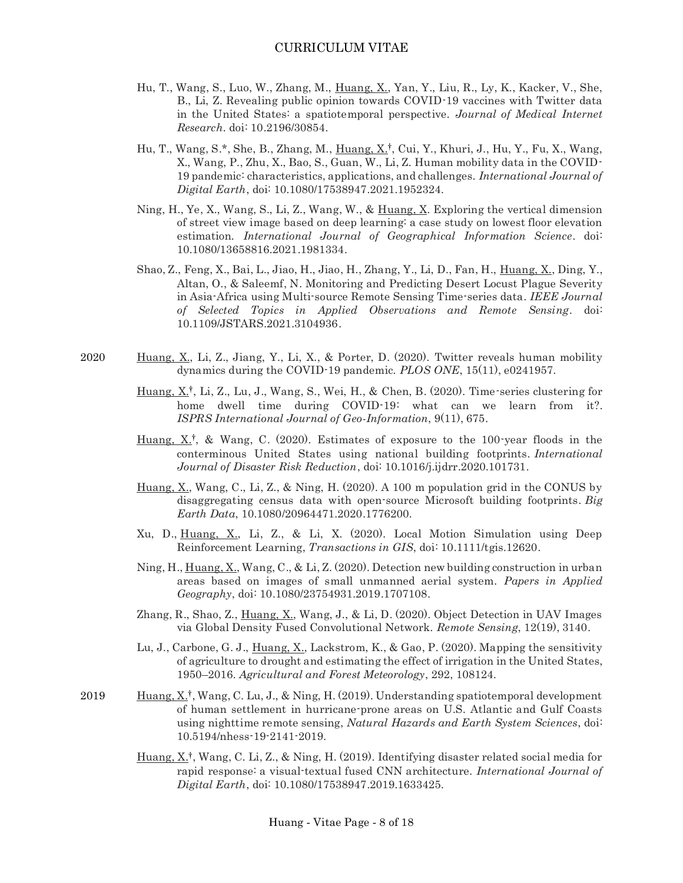Hu, T., Wang, S., Luo, W., Zhang, M., <u>Huang, X.</u>, Yan, Y., Liu, R., Ly, K., Kacker, V., She, B., Li, Z. Revealing public opinion towards COVID-19 vaccines with Twitter data in the United States: a spatiotemporal perspective. *Journal of Medical Internet Research*. doi: 10.2196/30854.

Hu, T., Wang, S.*, She, B., Zhang, M., <u>Huang, X.</u>†, Cui, Y., Khuri, J., Hu, Y., Fu, X., Wang, X., Wang, P., Zhu, X., Bao, S., Guan, W., Li, Z. Human mobility data in the COVID-19 pandemic: characteristics, applications, and challenges. *International Journal of Digital Earth*, doi: 10.1080/17538947.2021.1952324.

Ning, H., Ye, X., Wang, S., Li, Z., Wang, W., & <u>Huang, X</u>. Exploring the vertical dimension of street view image based on deep learning: a case study on lowest floor elevation estimation. *International Journal of Geographical Information Science*. doi: 10.1080/13658816.2021.1981334.

Shao, Z., Feng, X., Bai, L., Jiao, H., Jiao, H., Zhang, Y., Li, D., Fan, H., <u>Huang, X.</u>, Ding, Y., Altan, O., & Saleemf, N. Monitoring and Predicting Desert Locust Plague Severity in Asia-Africa using Multi-source Remote Sensing Time-series data. *IEEE Journal of Selected Topics in Applied Observations and Remote Sensing*. doi: 10.1109/JSTARS.2021.3104936.

2020

<u>Huang, X.</u>, Li, Z., Jiang, Y., Li, X., & Porter, D. (2020). Twitter reveals human mobility dynamics during the COVID-19 pandemic. *PLOS ONE*, 15(11), e0241957.

<u>Huang, X.</u>†, Li, Z., Lu, J., Wang, S., Wei, H., & Chen, B. (2020). Time-series clustering for home dwell time during COVID-19: what can we learn from it?. *ISPRS International Journal of Geo-Information*, 9(11), 675.

<u>Huang, X.</u>†, & Wang, C. (2020). Estimates of exposure to the 100-year floods in the conterminous United States using national building footprints. *International Journal of Disaster Risk Reduction*, doi: 10.1016/j.ijdrr.2020.101731.

<u>Huang, X.</u>, Wang, C., Li, Z., & Ning, H. (2020). A 100 m population grid in the CONUS by disaggregating census data with open-source Microsoft building footprints. *Big Earth Data*, 10.1080/20964471.2020.1776200.

Xu, D., <u>Huang, X.</u>, Li, Z., & Li, X. (2020). Local Motion Simulation using Deep Reinforcement Learning, *Transactions in GIS*, doi: 10.1111/tgis.12620.

Ning, H., <u>Huang, X.</u>, Wang, C., & Li, Z. (2020). Detection new building construction in urban areas based on images of small unmanned aerial system. *Papers in Applied Geography*, doi: 10.1080/23754931.2019.1707108.

Zhang, R., Shao, Z., <u>Huang, X.</u>, Wang, J., & Li, D. (2020). Object Detection in UAV Images via Global Density Fused Convolutional Network. *Remote Sensing*, 12(19), 3140.

Lu, J., Carbone, G. J., <u>Huang, X.</u>, Lackstrom, K., & Gao, P. (2020). Mapping the sensitivity of agriculture to drought and estimating the effect of irrigation in the United States, 1950–2016. *Agricultural and Forest Meteorology*, 292, 108124.

2019

<u>Huang, X.</u>†, Wang, C. Lu, J., & Ning, H. (2019). Understanding spatiotemporal development of human settlement in hurricane-prone areas on U.S. Atlantic and Gulf Coasts using nighttime remote sensing, *Natural Hazards and Earth System Sciences*, doi: 10.5194/nhess-19-2141-2019.

<u>Huang, X.</u>†, Wang, C. Li, Z., & Ning, H. (2019). Identifying disaster related social media for rapid response: a visual-textual fused CNN architecture. *International Journal of Digital Earth*, doi: 10.1080/17538947.2019.1633425.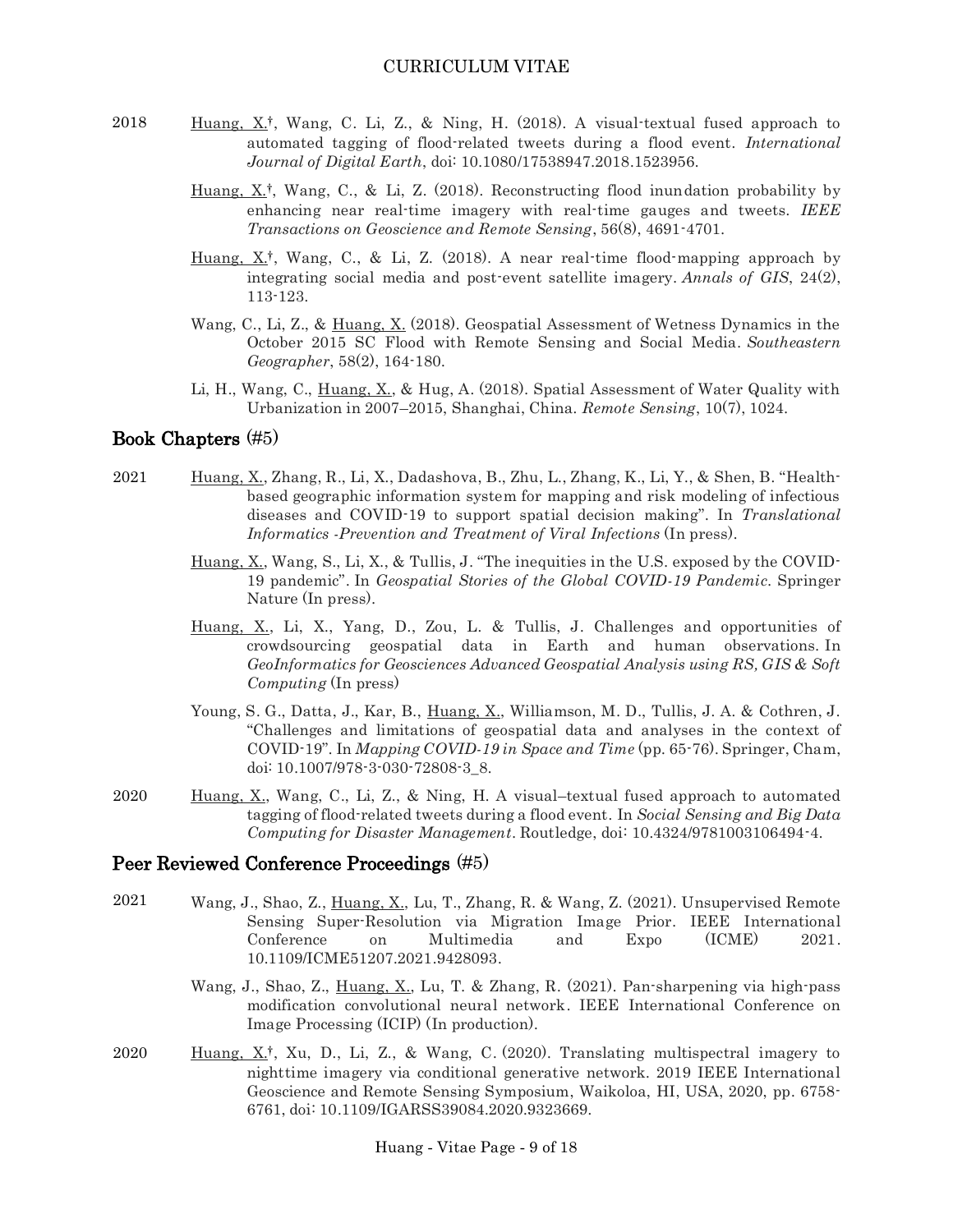2018 Huang, X.†, Wang, C. Li, Z., & Ning, H. (2018). A visual-textual fused approach to automated tagging of flood-related tweets during a flood event. *International Journal of Digital Earth*, doi: 10.1080/17538947.2018.1523956.

Huang, X.†, Wang, C., & Li, Z. (2018). Reconstructing flood inundation probability by enhancing near real-time imagery with real-time gauges and tweets. *IEEE Transactions on Geoscience and Remote Sensing*, 56(8), 4691-4701.

Huang, X.†, Wang, C., & Li, Z. (2018). A near real-time flood-mapping approach by integrating social media and post-event satellite imagery. *Annals of GIS*, 24(2), 113-123.

Wang, C., Li, Z., & Huang, X. (2018). Geospatial Assessment of Wetness Dynamics in the October 2015 SC Flood with Remote Sensing and Social Media. *Southeastern Geographer*, 58(2), 164-180.

Li, H., Wang, C., Huang, X., & Hug, A. (2018). Spatial Assessment of Water Quality with Urbanization in 2007–2015, Shanghai, China. *Remote Sensing*, 10(7), 1024.

## Book Chapters (#5)

2021 Huang, X., Zhang, R., Li, X., Dadashova, B., Zhu, L., Zhang, K., Li, Y., & Shen, B. "Health-based geographic information system for mapping and risk modeling of infectious diseases and COVID-19 to support spatial decision making". In *Translational Informatics -Prevention and Treatment of Viral Infections* (In press).

Huang, X., Wang, S., Li, X., & Tullis, J. "The inequities in the U.S. exposed by the COVID-19 pandemic". In *Geospatial Stories of the Global COVID-19 Pandemic*. Springer Nature (In press).

Huang, X., Li, X., Yang, D., Zou, L. & Tullis, J. Challenges and opportunities of crowdsourcing geospatial data in Earth and human observations. In *GeoInformatics for Geosciences Advanced Geospatial Analysis using RS, GIS & Soft Computing* (In press)

Young, S. G., Datta, J., Kar, B., Huang, X., Williamson, M. D., Tullis, J. A. & Cothren, J. "Challenges and limitations of geospatial data and analyses in the context of COVID-19". In *Mapping COVID-19 in Space and Time* (pp. 65-76). Springer, Cham, doi: 10.1007/978-3-030-72808-3_8.

2020 Huang, X., Wang, C., Li, Z., & Ning, H. A visual–textual fused approach to automated tagging of flood-related tweets during a flood event. In *Social Sensing and Big Data Computing for Disaster Management*. Routledge, doi: 10.4324/9781003106494-4.

## Peer Reviewed Conference Proceedings (#5)

2021 Wang, J., Shao, Z., Huang, X., Lu, T., Zhang, R. & Wang, Z. (2021). Unsupervised Remote Sensing Super-Resolution via Migration Image Prior. IEEE International Conference on Multimedia and Expo (ICME) 2021. 10.1109/ICME51207.2021.9428093.

Wang, J., Shao, Z., Huang, X., Lu, T. & Zhang, R. (2021). Pan-sharpening via high-pass modification convolutional neural network. IEEE International Conference on Image Processing (ICIP) (In production).

2020 Huang, X.†, Xu, D., Li, Z., & Wang, C. (2020). Translating multispectral imagery to nighttime imagery via conditional generative network. 2019 IEEE International Geoscience and Remote Sensing Symposium, Waikoloa, HI, USA, 2020, pp. 6758-6761, doi: 10.1109/IGARSS39084.2020.9323669.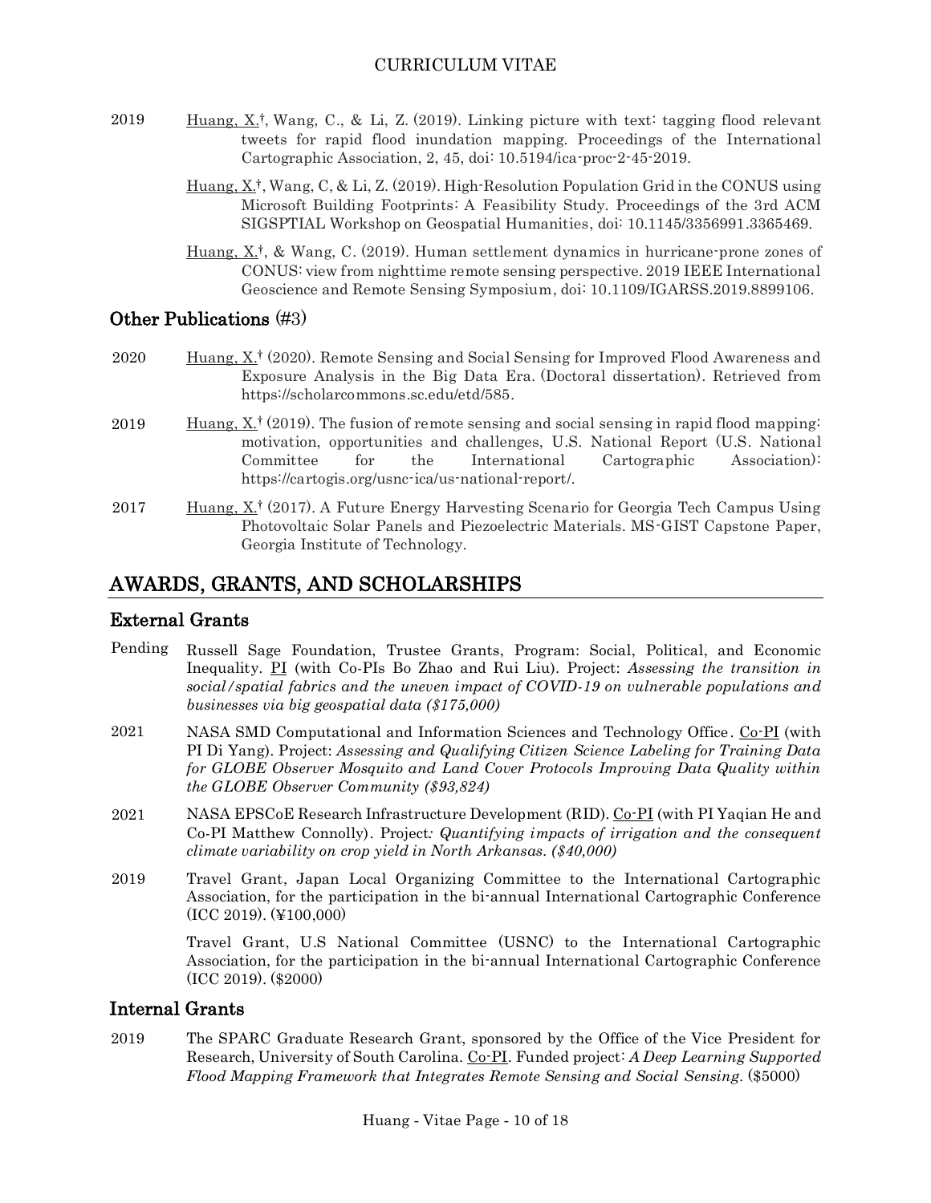2019 <u>Huang, X.</u>†, Wang, C., & Li, Z. (2019). Linking picture with text: tagging flood relevant tweets for rapid flood inundation mapping. Proceedings of the International Cartographic Association, 2, 45, doi: 10.5194/ica-proc-2-45-2019.

<u>Huang, X.</u>†, Wang, C, & Li, Z. (2019). High-Resolution Population Grid in the CONUS using Microsoft Building Footprints: A Feasibility Study. Proceedings of the 3rd ACM SIGSPTIAL Workshop on Geospatial Humanities, doi: 10.1145/3356991.3365469.

<u>Huang, X.</u>†, & Wang, C. (2019). Human settlement dynamics in hurricane-prone zones of CONUS: view from nighttime remote sensing perspective. 2019 IEEE International Geoscience and Remote Sensing Symposium, doi: 10.1109/IGARSS.2019.8899106.

## Other Publications (#3)

2020 <u>Huang, X.</u>† (2020). Remote Sensing and Social Sensing for Improved Flood Awareness and Exposure Analysis in the Big Data Era. (Doctoral dissertation). Retrieved from https://scholarcommons.sc.edu/etd/585.

2019 <u>Huang, X.</u>† (2019). The fusion of remote sensing and social sensing in rapid flood mapping: motivation, opportunities and challenges, U.S. National Report (U.S. National Committee for the International Cartographic Association): https://cartogis.org/usnc-ica/us-national-report/.

2017 <u>Huang, X.</u>† (2017). A Future Energy Harvesting Scenario for Georgia Tech Campus Using Photovoltaic Solar Panels and Piezoelectric Materials. MS-GIST Capstone Paper, Georgia Institute of Technology.

# AWARDS, GRANTS, AND SCHOLARSHIPS

## External Grants

Pending Russell Sage Foundation, Trustee Grants, Program: Social, Political, and Economic Inequality. <u>PI</u> (with Co-PIs Bo Zhao and Rui Liu). Project: *Assessing the transition in social/spatial fabrics and the uneven impact of COVID-19 on vulnerable populations and businesses via big geospatial data ($175,000)*

2021 NASA SMD Computational and Information Sciences and Technology Office. <u>Co-PI</u> (with PI Di Yang). Project: *Assessing and Qualifying Citizen Science Labeling for Training Data for GLOBE Observer Mosquito and Land Cover Protocols Improving Data Quality within the GLOBE Observer Community ($93,824)*

2021 NASA EPSCoE Research Infrastructure Development (RID). <u>Co-PI</u> (with PI Yaqian He and Co-PI Matthew Connolly). Project*: Quantifying impacts of irrigation and the consequent climate variability on crop yield in North Arkansas. ($40,000)*

2019 Travel Grant, Japan Local Organizing Committee to the International Cartographic Association, for the participation in the bi-annual International Cartographic Conference (ICC 2019). (¥100,000)

Travel Grant, U.S National Committee (USNC) to the International Cartographic Association, for the participation in the bi-annual International Cartographic Conference (ICC 2019). ($2000)

## Internal Grants

2019 The SPARC Graduate Research Grant, sponsored by the Office of the Vice President for Research, University of South Carolina. <u>Co-PI</u>. Funded project: *A Deep Learning Supported Flood Mapping Framework that Integrates Remote Sensing and Social Sensing*. ($5000)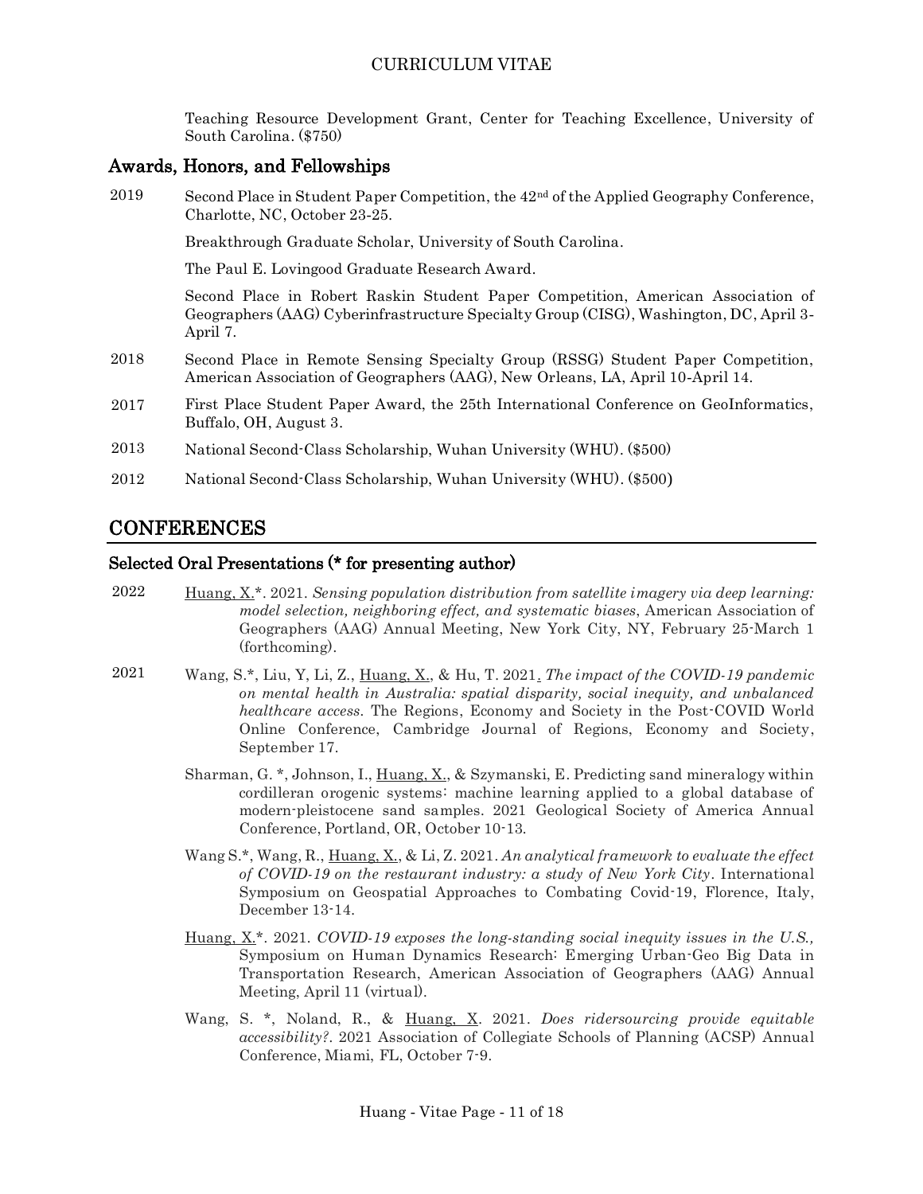Teaching Resource Development Grant, Center for Teaching Excellence, University of South Carolina. ($750)

### Awards, Honors, and Fellowships

2019 Second Place in Student Paper Competition, the 42nd of the Applied Geography Conference, Charlotte, NC, October 23-25.

Breakthrough Graduate Scholar, University of South Carolina.

The Paul E. Lovingood Graduate Research Award.

Second Place in Robert Raskin Student Paper Competition, American Association of Geographers (AAG) Cyberinfrastructure Specialty Group (CISG), Washington, DC, April 3-April 7.

2018 Second Place in Remote Sensing Specialty Group (RSSG) Student Paper Competition, American Association of Geographers (AAG), New Orleans, LA, April 10-April 14.

2017 First Place Student Paper Award, the 25th International Conference on GeoInformatics, Buffalo, OH, August 3.

2013 National Second-Class Scholarship, Wuhan University (WHU). ($500)

2012 National Second-Class Scholarship, Wuhan University (WHU). ($500)

## CONFERENCES

### Selected Oral Presentations (* for presenting author)

2022 Huang, X.*. 2021. *Sensing population distribution from satellite imagery via deep learning: model selection, neighboring effect, and systematic biases*, American Association of Geographers (AAG) Annual Meeting, New York City, NY, February 25-March 1 (forthcoming).

2021 Wang, S.*, Liu, Y, Li, Z., Huang, X., & Hu, T. 2021. *The impact of the COVID-19 pandemic on mental health in Australia: spatial disparity, social inequity, and unbalanced healthcare access.* The Regions, Economy and Society in the Post-COVID World Online Conference, Cambridge Journal of Regions, Economy and Society, September 17.

Sharman, G. *, Johnson, I., Huang, X., & Szymanski, E. Predicting sand mineralogy within cordilleran orogenic systems: machine learning applied to a global database of modern-pleistocene sand samples. 2021 Geological Society of America Annual Conference, Portland, OR, October 10-13.

Wang S.*, Wang, R., Huang, X., & Li, Z. 2021. *An analytical framework to evaluate the effect of COVID-19 on the restaurant industry: a study of New York City*. International Symposium on Geospatial Approaches to Combating Covid-19, Florence, Italy, December 13-14.

Huang, X.*. 2021. *COVID-19 exposes the long-standing social inequity issues in the U.S.,* Symposium on Human Dynamics Research: Emerging Urban-Geo Big Data in Transportation Research, American Association of Geographers (AAG) Annual Meeting, April 11 (virtual).

Wang, S. *, Noland, R., & Huang, X. 2021. *Does ridersourcing provide equitable accessibility?*. 2021 Association of Collegiate Schools of Planning (ACSP) Annual Conference, Miami, FL, October 7-9.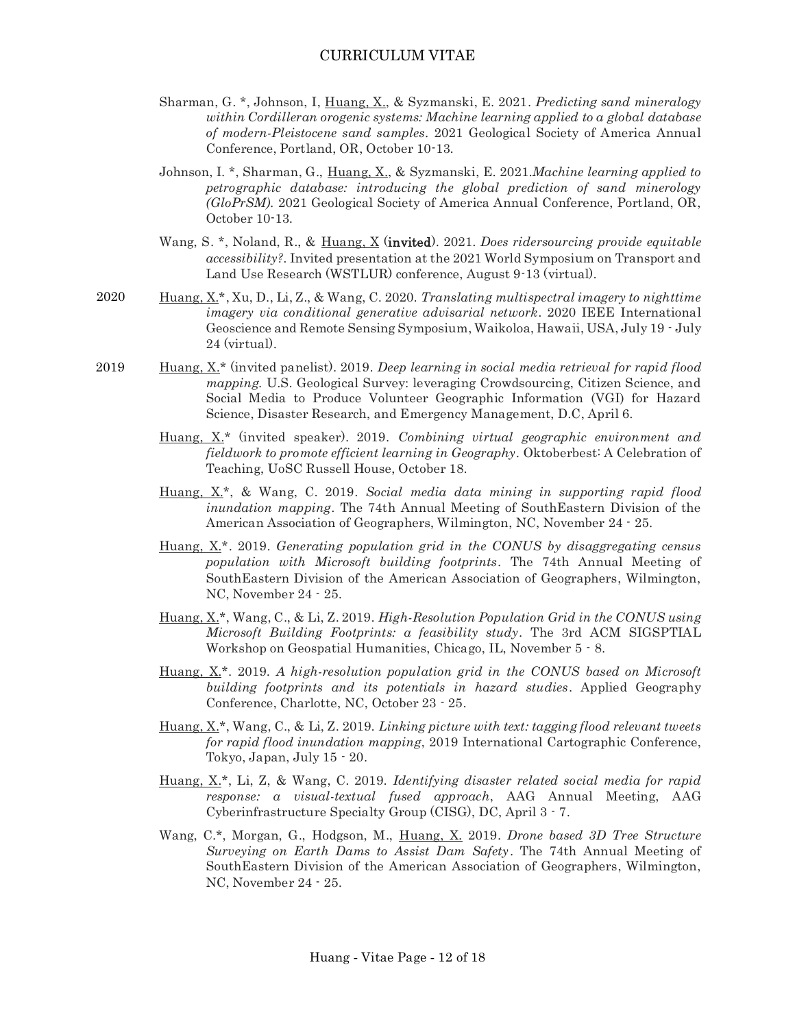Sharman, G. *, Johnson, I, Huang, X., & Syzmanski, E. 2021. *Predicting sand mineralogy within Cordilleran orogenic systems: Machine learning applied to a global database of modern-Pleistocene sand samples*. 2021 Geological Society of America Annual Conference, Portland, OR, October 10-13.

Johnson, I. *, Sharman, G., Huang, X., & Syzmanski, E. 2021.*Machine learning applied to petrographic database: introducing the global prediction of sand minerology (GloPrSM).* 2021 Geological Society of America Annual Conference, Portland, OR, October 10-13.

Wang, S. *, Noland, R., & Huang, X (**invited**). 2021. *Does ridersourcing provide equitable accessibility?*. Invited presentation at the 2021 World Symposium on Transport and Land Use Research (WSTLUR) conference, August 9-13 (virtual).

**2020**

Huang, X.*, Xu, D., Li, Z., & Wang, C. 2020. *Translating multispectral imagery to nighttime imagery via conditional generative advisarial network*. 2020 IEEE International Geoscience and Remote Sensing Symposium, Waikoloa, Hawaii, USA, July 19 - July 24 (virtual).

**2019**

Huang, X.* (invited panelist). 2019. *Deep learning in social media retrieval for rapid flood mapping.* U.S. Geological Survey: leveraging Crowdsourcing, Citizen Science, and Social Media to Produce Volunteer Geographic Information (VGI) for Hazard Science, Disaster Research, and Emergency Management, D.C, April 6.

Huang, X.* (invited speaker). 2019. *Combining virtual geographic environment and fieldwork to promote efficient learning in Geography*. Oktoberbest: A Celebration of Teaching, UoSC Russell House, October 18.

Huang, X.*, & Wang, C. 2019. *Social media data mining in supporting rapid flood inundation mapping*. The 74th Annual Meeting of SouthEastern Division of the American Association of Geographers, Wilmington, NC, November 24 - 25.

Huang, X.*. 2019. *Generating population grid in the CONUS by disaggregating census population with Microsoft building footprints*. The 74th Annual Meeting of SouthEastern Division of the American Association of Geographers, Wilmington, NC, November 24 - 25.

Huang, X.*, Wang, C., & Li, Z. 2019. *High-Resolution Population Grid in the CONUS using Microsoft Building Footprints: a feasibility study*. The 3rd ACM SIGSPTIAL Workshop on Geospatial Humanities, Chicago, IL, November 5 - 8.

Huang, X.*. 2019. *A high-resolution population grid in the CONUS based on Microsoft building footprints and its potentials in hazard studies*. Applied Geography Conference, Charlotte, NC, October 23 - 25.

Huang, X.*, Wang, C., & Li, Z. 2019. *Linking picture with text: tagging flood relevant tweets for rapid flood inundation mapping*, 2019 International Cartographic Conference, Tokyo, Japan, July 15 - 20.

Huang, X.*, Li, Z, & Wang, C. 2019. *Identifying disaster related social media for rapid response: a visual-textual fused approach*, AAG Annual Meeting, AAG Cyberinfrastructure Specialty Group (CISG), DC, April 3 - 7.

Wang, C.*, Morgan, G., Hodgson, M., Huang, X. 2019. *Drone based 3D Tree Structure Surveying on Earth Dams to Assist Dam Safety*. The 74th Annual Meeting of SouthEastern Division of the American Association of Geographers, Wilmington, NC, November 24 - 25.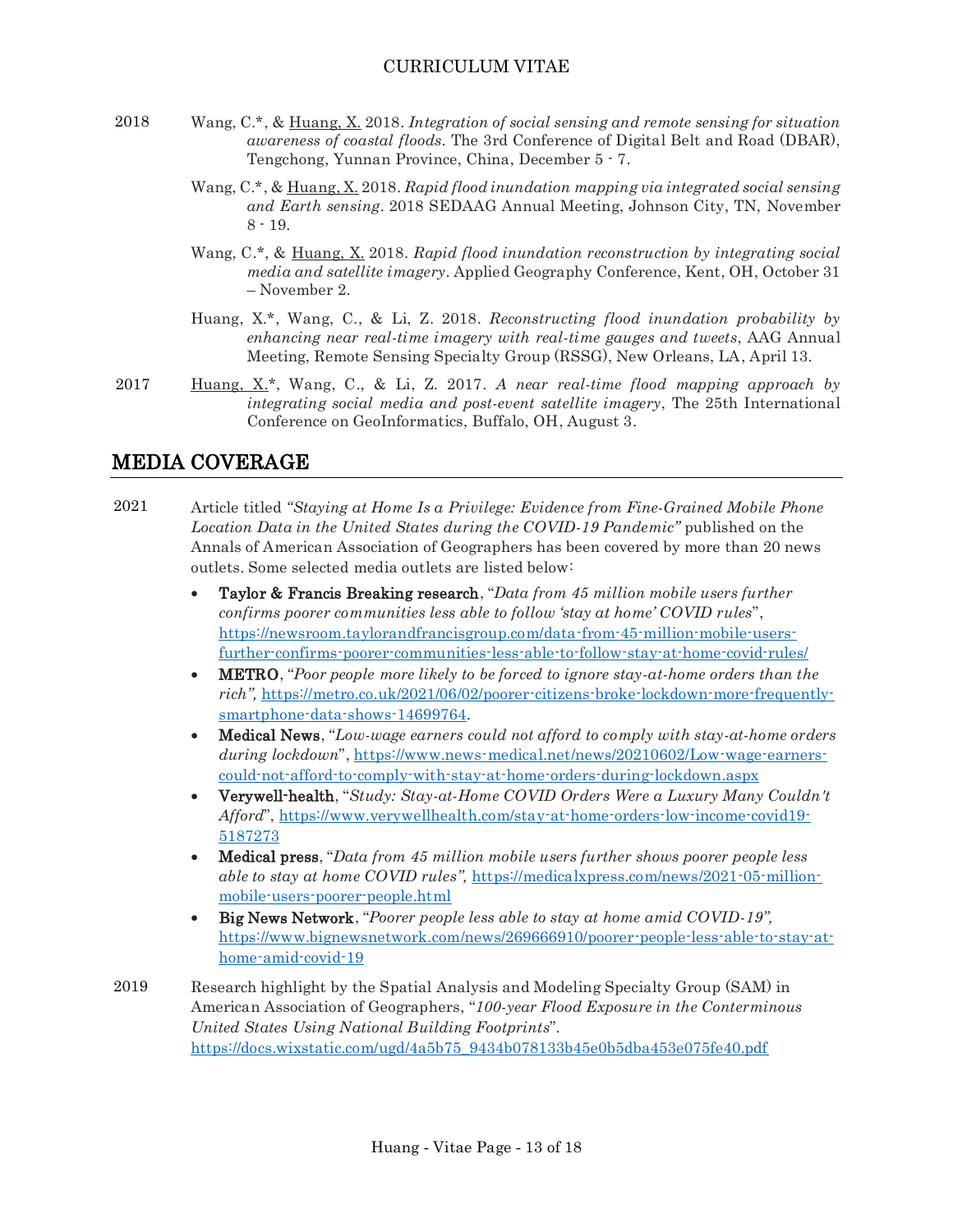2018 Wang, C.*, & <u>Huang, X.</u> 2018. *Integration of social sensing and remote sensing for situation awareness of coastal floods*. The 3rd Conference of Digital Belt and Road (DBAR), Tengchong, Yunnan Province, China, December 5 - 7.

Wang, C.*, & <u>Huang, X.</u> 2018. *Rapid flood inundation mapping via integrated social sensing and Earth sensing*. 2018 SEDAAG Annual Meeting, Johnson City, TN, November 8 - 19.

Wang, C.*, & <u>Huang, X.</u> 2018. *Rapid flood inundation reconstruction by integrating social media and satellite imagery*. Applied Geography Conference, Kent, OH, October 31 – November 2.

Huang, X.*, Wang, C., & Li, Z. 2018. *Reconstructing flood inundation probability by enhancing near real-time imagery with real-time gauges and tweets*, AAG Annual Meeting, Remote Sensing Specialty Group (RSSG), New Orleans, LA, April 13.

2017 <u>Huang, X.</u>*, Wang, C., & Li, Z. 2017. *A near real-time flood mapping approach by integrating social media and post-event satellite imagery*, The 25th International Conference on GeoInformatics, Buffalo, OH, August 3.

## MEDIA COVERAGE

2021 Article titled *"Staying at Home Is a Privilege: Evidence from Fine-Grained Mobile Phone Location Data in the United States during the COVID-19 Pandemic"* published on the Annals of American Association of Geographers has been covered by more than 20 news outlets. Some selected media outlets are listed below:

- **Taylor & Francis Breaking research**, "*Data from 45 million mobile users further confirms poorer communities less able to follow 'stay at home' COVID rules*", https://newsroom.taylorandfrancisgroup.com/data-from-45-million-mobile-users-further-confirms-poorer-communities-less-able-to-follow-stay-at-home-covid-rules/
- **METRO**, "*Poor people more likely to be forced to ignore stay-at-home orders than the rich",* https://metro.co.uk/2021/06/02/poorer-citizens-broke-lockdown-more-frequently-smartphone-data-shows-14699764.
- **Medical News**, "*Low-wage earners could not afford to comply with stay-at-home orders during lockdown*", https://www.news-medical.net/news/20210602/Low-wage-earners-could-not-afford-to-comply-with-stay-at-home-orders-during-lockdown.aspx
- **Verywell-health**, "*Study: Stay-at-Home COVID Orders Were a Luxury Many Couldn't Afford*", https://www.verywellhealth.com/stay-at-home-orders-low-income-covid19-5187273
- **Medical press**, "*Data from 45 million mobile users further shows poorer people less able to stay at home COVID rules",* https://medicalxpress.com/news/2021-05-million-mobile-users-poorer-people.html
- **Big News Network**, "*Poorer people less able to stay at home amid COVID-19",* https://www.bignewsnetwork.com/news/269666910/poorer-people-less-able-to-stay-at-home-amid-covid-19

2019 Research highlight by the Spatial Analysis and Modeling Specialty Group (SAM) in American Association of Geographers, "*100-year Flood Exposure in the Conterminous United States Using National Building Footprints*". https://docs.wixstatic.com/ugd/4a5b75_9434b078133b45e0b5dba453e075fe40.pdf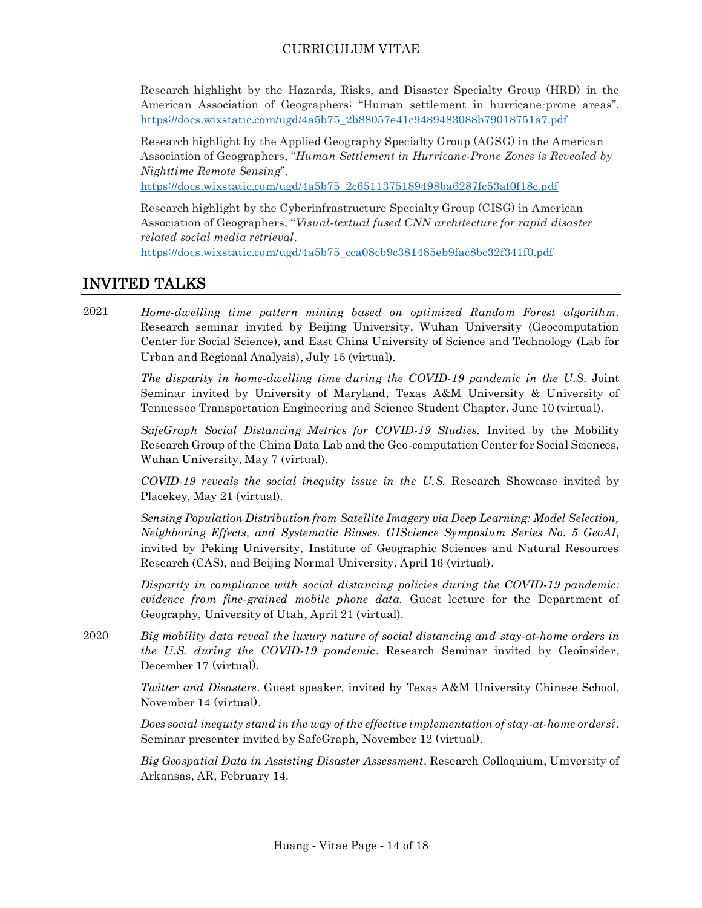Research highlight by the Hazards, Risks, and Disaster Specialty Group (HRD) in the American Association of Geographers: "Human settlement in hurricane-prone areas". https://docs.wixstatic.com/ugd/4a5b75_2b88057e41c9489483088b79018751a7.pdf

Research highlight by the Applied Geography Specialty Group (AGSG) in the American Association of Geographers, "*Human Settlement in Hurricane-Prone Zones is Revealed by Nighttime Remote Sensing*". https://docs.wixstatic.com/ugd/4a5b75_2c6511375189498ba6287fc53af0f18c.pdf

Research highlight by the Cyberinfrastructure Specialty Group (CISG) in American Association of Geographers, "*Visual-textual fused CNN architecture for rapid disaster related social media retrieval*. https://docs.wixstatic.com/ugd/4a5b75_cca08cb9c381485eb9fac8bc32f341f0.pdf

# INVITED TALKS

2021 *Home-dwelling time pattern mining based on optimized Random Forest algorithm*. Research seminar invited by Beijing University, Wuhan University (Geocomputation Center for Social Science), and East China University of Science and Technology (Lab for Urban and Regional Analysis), July 15 (virtual).

*The disparity in home-dwelling time during the COVID-19 pandemic in the U.S.* Joint Seminar invited by University of Maryland, Texas A&M University & University of Tennessee Transportation Engineering and Science Student Chapter, June 10 (virtual).

*SafeGraph Social Distancing Metrics for COVID-19 Studies.* Invited by the Mobility Research Group of the China Data Lab and the Geo-computation Center for Social Sciences, Wuhan University, May 7 (virtual).

*COVID-19 reveals the social inequity issue in the U.S.* Research Showcase invited by Placekey, May 21 (virtual).

*Sensing Population Distribution from Satellite Imagery via Deep Learning: Model Selection, Neighboring Effects, and Systematic Biases. GIScience Symposium Series No. 5 GeoAI,* invited by Peking University, Institute of Geographic Sciences and Natural Resources Research (CAS), and Beijing Normal University, April 16 (virtual).

*Disparity in compliance with social distancing policies during the COVID-19 pandemic: evidence from fine-grained mobile phone data.* Guest lecture for the Department of Geography, University of Utah, April 21 (virtual).

2020 *Big mobility data reveal the luxury nature of social distancing and stay-at-home orders in the U.S. during the COVID-19 pandemic*. Research Seminar invited by Geoinsider*,* December 17 (virtual).

*Twitter and Disasters*. Guest speaker, invited by Texas A&M University Chinese School, November 14 (virtual).

*Does social inequity stand in the way of the effective implementation of stay-at-home orders?*. Seminar presenter invited by SafeGraph, November 12 (virtual).

*Big Geospatial Data in Assisting Disaster Assessment*. Research Colloquium, University of Arkansas, AR, February 14.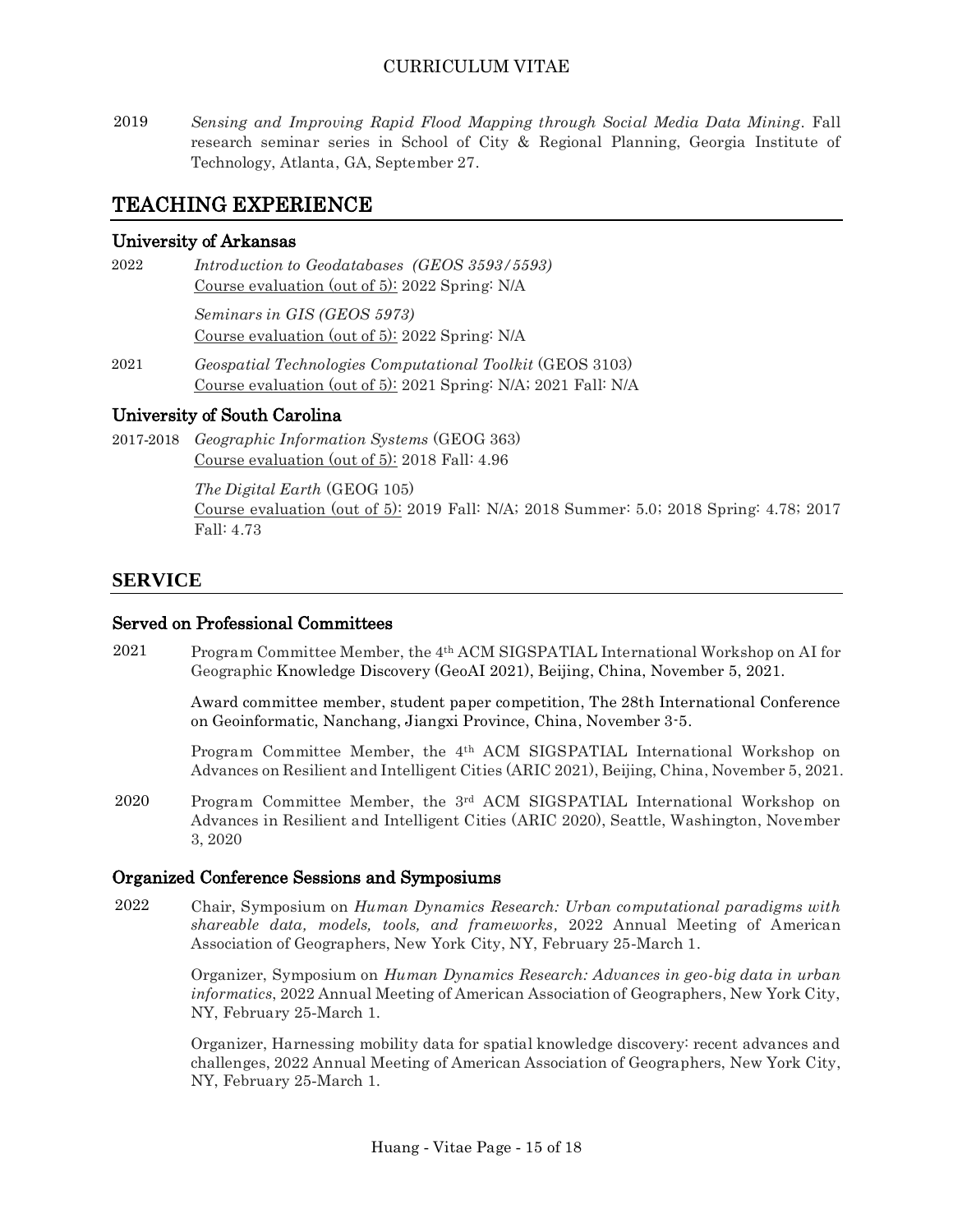2019 *Sensing and Improving Rapid Flood Mapping through Social Media Data Mining*. Fall research seminar series in School of City & Regional Planning, Georgia Institute of Technology, Atlanta, GA, September 27.

## TEACHING EXPERIENCE

### University of Arkansas

2022 *Introduction to Geodatabases (GEOS 3593/5593)*
Course evaluation (out of 5): 2022 Spring: N/A

*Seminars in GIS (GEOS 5973)*
Course evaluation (out of 5): 2022 Spring: N/A

2021 *Geospatial Technologies Computational Toolkit* (GEOS 3103)
Course evaluation (out of 5): 2021 Spring: N/A; 2021 Fall: N/A

### University of South Carolina

2017-2018 *Geographic Information Systems* (GEOG 363)
Course evaluation (out of 5): 2018 Fall: 4.96

*The Digital Earth* (GEOG 105)
Course evaluation (out of 5): 2019 Fall: N/A; 2018 Summer: 5.0; 2018 Spring: 4.78; 2017 Fall: 4.73

## SERVICE

### Served on Professional Committees

2021 Program Committee Member, the 4th ACM SIGSPATIAL International Workshop on AI for Geographic Knowledge Discovery (GeoAI 2021), Beijing, China, November 5, 2021.

Award committee member, student paper competition, The 28th International Conference on Geoinformatic, Nanchang, Jiangxi Province, China, November 3-5.

Program Committee Member, the 4th ACM SIGSPATIAL International Workshop on Advances on Resilient and Intelligent Cities (ARIC 2021), Beijing, China, November 5, 2021.

2020 Program Committee Member, the 3rd ACM SIGSPATIAL International Workshop on Advances in Resilient and Intelligent Cities (ARIC 2020), Seattle, Washington, November 3, 2020

### Organized Conference Sessions and Symposiums

2022 Chair, Symposium on *Human Dynamics Research: Urban computational paradigms with shareable data, models, tools, and frameworks,* 2022 Annual Meeting of American Association of Geographers, New York City, NY, February 25-March 1.

Organizer, Symposium on *Human Dynamics Research: Advances in geo-big data in urban informatics*, 2022 Annual Meeting of American Association of Geographers, New York City, NY, February 25-March 1.

Organizer, Harnessing mobility data for spatial knowledge discovery: recent advances and challenges, 2022 Annual Meeting of American Association of Geographers, New York City, NY, February 25-March 1.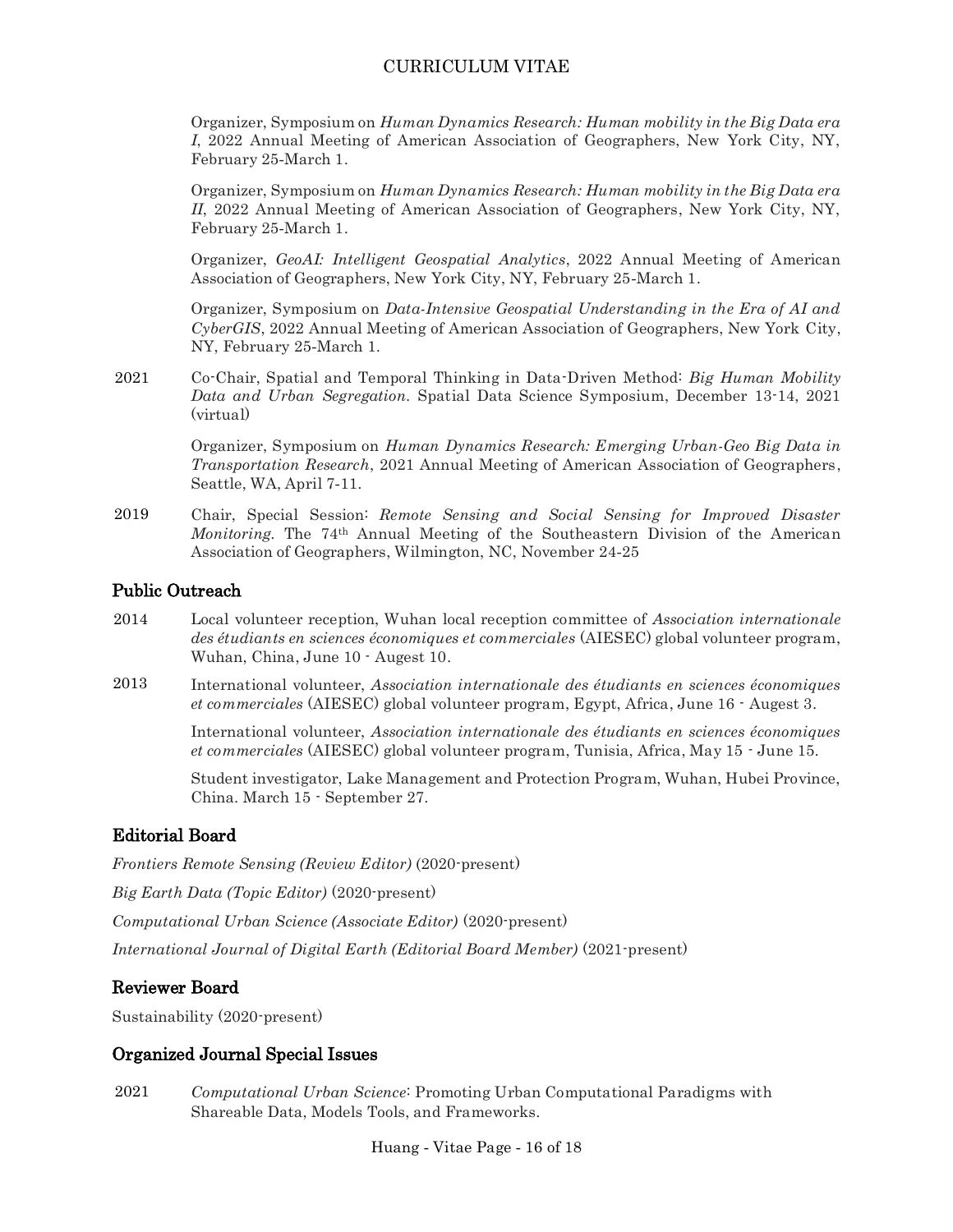Organizer, Symposium on *Human Dynamics Research: Human mobility in the Big Data era I*, 2022 Annual Meeting of American Association of Geographers, New York City, NY, February 25-March 1.

Organizer, Symposium on *Human Dynamics Research: Human mobility in the Big Data era II*, 2022 Annual Meeting of American Association of Geographers, New York City, NY, February 25-March 1.

Organizer, *GeoAI: Intelligent Geospatial Analytics*, 2022 Annual Meeting of American Association of Geographers, New York City, NY, February 25-March 1.

Organizer, Symposium on *Data-Intensive Geospatial Understanding in the Era of AI and CyberGIS*, 2022 Annual Meeting of American Association of Geographers, New York City, NY, February 25-March 1.

2021 Co-Chair, Spatial and Temporal Thinking in Data-Driven Method: *Big Human Mobility Data and Urban Segregation*. Spatial Data Science Symposium, December 13-14, 2021 (virtual)

Organizer, Symposium on *Human Dynamics Research: Emerging Urban-Geo Big Data in Transportation Research*, 2021 Annual Meeting of American Association of Geographers, Seattle, WA, April 7-11.

2019 Chair, Special Session: *Remote Sensing and Social Sensing for Improved Disaster Monitoring*. The 74th Annual Meeting of the Southeastern Division of the American Association of Geographers, Wilmington, NC, November 24-25

## Public Outreach

2014 Local volunteer reception, Wuhan local reception committee of *Association internationale des étudiants en sciences économiques et commerciales* (AIESEC) global volunteer program, Wuhan, China, June 10 - Augest 10.

2013 International volunteer, *Association internationale des étudiants en sciences économiques et commerciales* (AIESEC) global volunteer program, Egypt, Africa, June 16 - Augest 3.

International volunteer, *Association internationale des étudiants en sciences économiques et commerciales* (AIESEC) global volunteer program, Tunisia, Africa, May 15 - June 15.

Student investigator, Lake Management and Protection Program, Wuhan, Hubei Province, China. March 15 - September 27.

## Editorial Board

*Frontiers Remote Sensing (Review Editor)* (2020-present)

*Big Earth Data (Topic Editor)* (2020-present)

*Computational Urban Science (Associate Editor)* (2020-present)

*International Journal of Digital Earth (Editorial Board Member)* (2021-present)

## Reviewer Board

Sustainability (2020-present)

## Organized Journal Special Issues

2021 *Computational Urban Science*: Promoting Urban Computational Paradigms with Shareable Data, Models Tools, and Frameworks.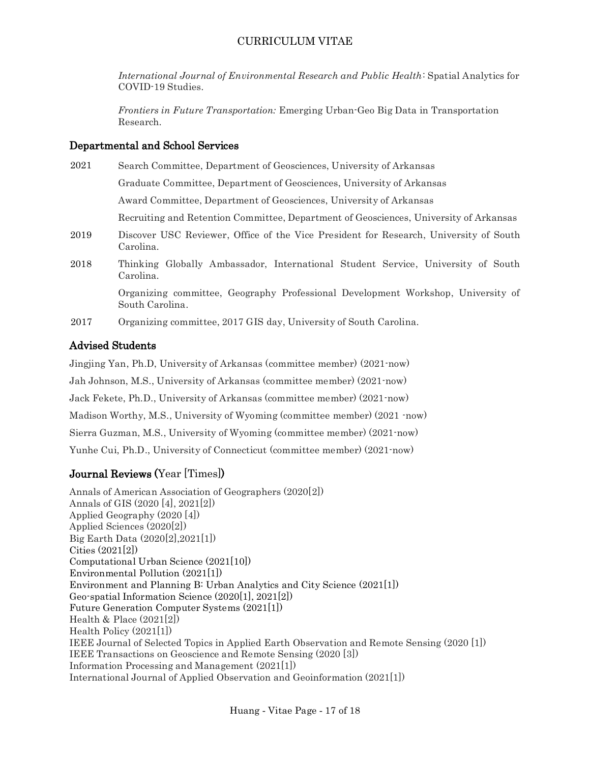*International Journal of Environmental Research and Public Health*: Spatial Analytics for COVID-19 Studies.

*Frontiers in Future Transportation:* Emerging Urban-Geo Big Data in Transportation Research.

## Departmental and School Services

2021 Search Committee, Department of Geosciences, University of Arkansas

Graduate Committee, Department of Geosciences, University of Arkansas

Award Committee, Department of Geosciences, University of Arkansas

Recruiting and Retention Committee, Department of Geosciences, University of Arkansas

2019 Discover USC Reviewer, Office of the Vice President for Research, University of South Carolina.

2018 Thinking Globally Ambassador, International Student Service, University of South Carolina.

Organizing committee, Geography Professional Development Workshop, University of South Carolina.

2017 Organizing committee, 2017 GIS day, University of South Carolina.

## Advised Students

Jingjing Yan, Ph.D, University of Arkansas (committee member) (2021-now)

Jah Johnson, M.S., University of Arkansas (committee member) (2021-now)

Jack Fekete, Ph.D., University of Arkansas (committee member) (2021-now)

Madison Worthy, M.S., University of Wyoming (committee member) (2021 -now)

Sierra Guzman, M.S., University of Wyoming (committee member) (2021-now)

Yunhe Cui, Ph.D., University of Connecticut (committee member) (2021-now)

## Journal Reviews (Year [Times])

Annals of American Association of Geographers (2020[2])
Annals of GIS (2020 [4], 2021[2])
Applied Geography (2020 [4])
Applied Sciences (2020[2])
Big Earth Data (2020[2],2021[1])
Cities (2021[2])
Computational Urban Science (2021[10])
Environmental Pollution (2021[1])
Environment and Planning B: Urban Analytics and City Science (2021[1])
Geo-spatial Information Science (2020[1], 2021[2])
Future Generation Computer Systems (2021[1])
Health & Place (2021[2])
Health Policy (2021[1])
IEEE Journal of Selected Topics in Applied Earth Observation and Remote Sensing (2020 [1])
IEEE Transactions on Geoscience and Remote Sensing (2020 [3])
Information Processing and Management (2021[1])
International Journal of Applied Observation and Geoinformation (2021[1])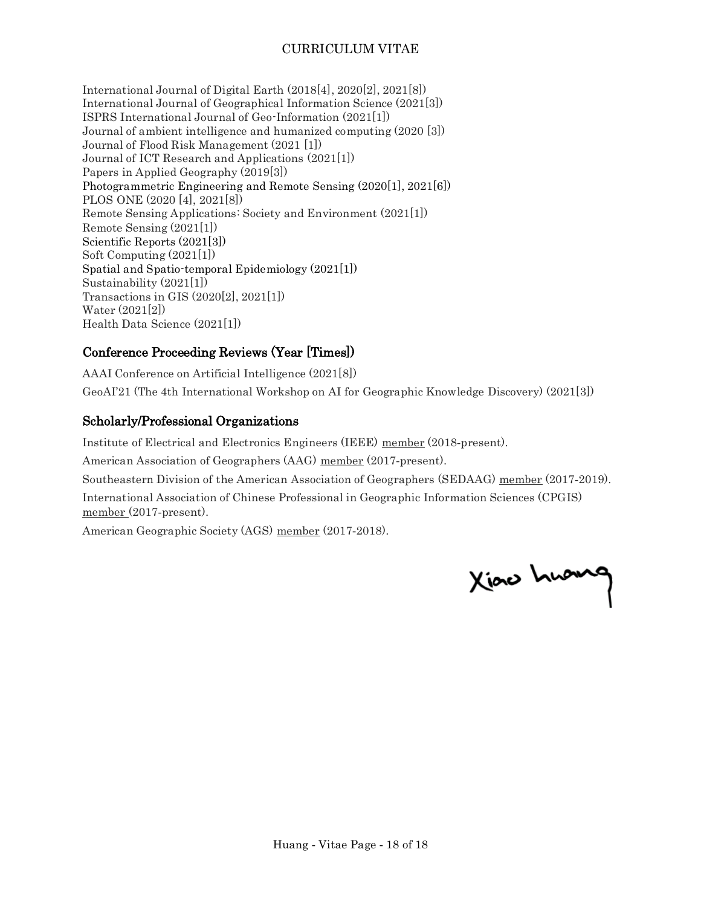International Journal of Digital Earth (2018[4], 2020[2], 2021[8])
International Journal of Geographical Information Science (2021[3])
ISPRS International Journal of Geo-Information (2021[1])
Journal of ambient intelligence and humanized computing (2020 [3])
Journal of Flood Risk Management (2021 [1])
Journal of ICT Research and Applications (2021[1])
Papers in Applied Geography (2019[3])
Photogrammetric Engineering and Remote Sensing (2020[1], 2021[6])
PLOS ONE (2020 [4], 2021[8])
Remote Sensing Applications: Society and Environment (2021[1])
Remote Sensing (2021[1])
Scientific Reports (2021[3])
Soft Computing (2021[1])
Spatial and Spatio-temporal Epidemiology (2021[1])
Sustainability (2021[1])
Transactions in GIS (2020[2], 2021[1])
Water (2021[2])
Health Data Science (2021[1])

## Conference Proceeding Reviews (Year [Times])

AAAI Conference on Artificial Intelligence (2021[8])

GeoAI'21 (The 4th International Workshop on AI for Geographic Knowledge Discovery) (2021[3])

## Scholarly/Professional Organizations

Institute of Electrical and Electronics Engineers (IEEE) member (2018-present).

American Association of Geographers (AAG) member (2017-present).

Southeastern Division of the American Association of Geographers (SEDAAG) member (2017-2019).

International Association of Chinese Professional in Geographic Information Sciences (CPGIS) member (2017-present).

American Geographic Society (AGS) member (2017-2018).

Xiao Huang